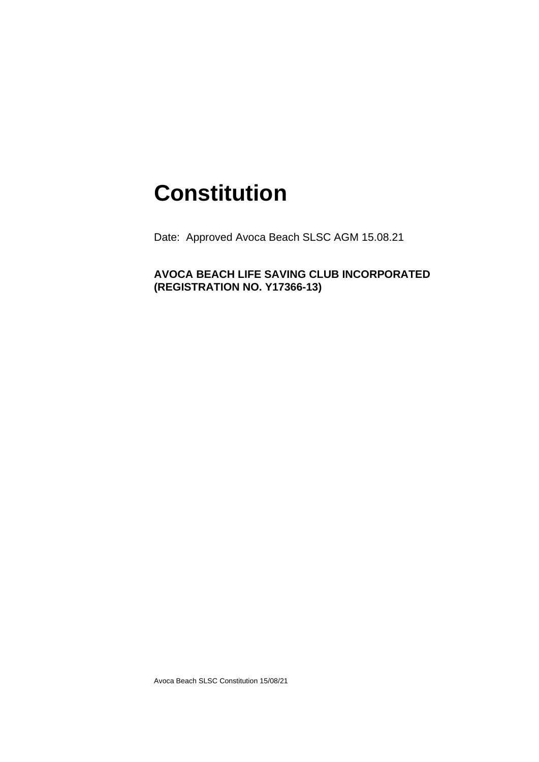# Constitution

Date: Approved Avoca Beach SLSC AGM 15.08.21

**AVOCA BEACH LIFE SAVING CLUB INCORPORATED (REGISTRATION NO. Y17366-13)**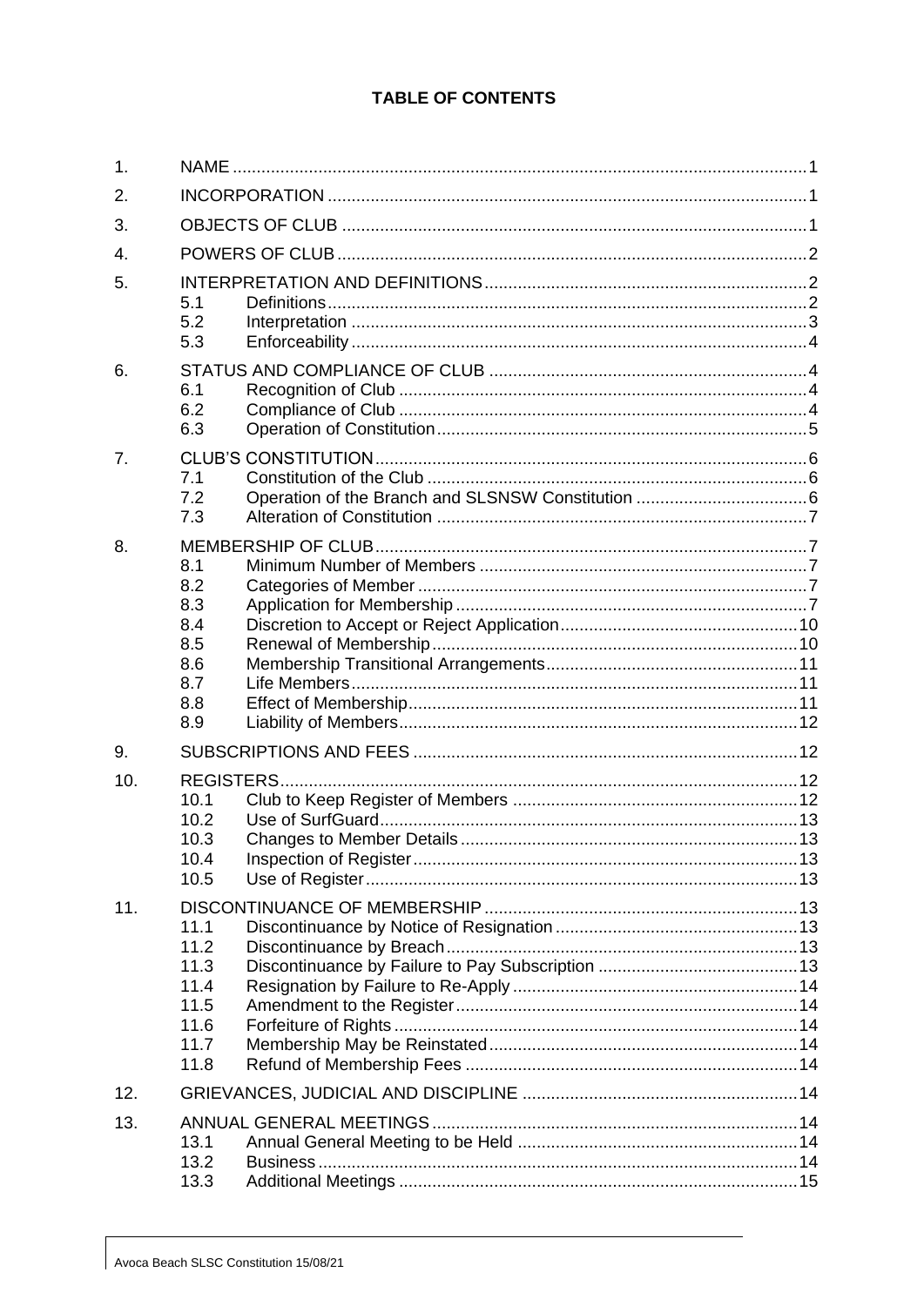**TABLE OF CONTENTS**

1. NAME ........................................................................................................................1
2. INCORPORATION ....................................................................................................1
3. OBJECTS OF CLUB .................................................................................................1
4. POWERS OF CLUB ..................................................................................................2
5. INTERPRETATION AND DEFINITIONS ...................................................................2
   - 5.1 Definitions ..................................................................................................2
   - 5.2 Interpretation ..............................................................................................3
   - 5.3 Enforceability ..............................................................................................4
6. STATUS AND COMPLIANCE OF CLUB ..................................................................4
   - 6.1 Recognition of Club ....................................................................................4
   - 6.2 Compliance of Club ....................................................................................4
   - 6.3 Operation of Constitution ............................................................................5
7. CLUB'S CONSTITUTION ..........................................................................................6
   - 7.1 Constitution of the Club ..............................................................................6
   - 7.2 Operation of the Branch and SLSNSW Constitution ...................................6
   - 7.3 Alteration of Constitution .............................................................................7
8. MEMBERSHIP OF CLUB ..........................................................................................7
   - 8.1 Minimum Number of Members ...................................................................7
   - 8.2 Categories of Member .................................................................................7
   - 8.3 Application for Membership .........................................................................7
   - 8.4 Discretion to Accept or Reject Application ..................................................10
   - 8.5 Renewal of Membership ............................................................................10
   - 8.6 Membership Transitional Arrangements .....................................................11
   - 8.7 Life Members .............................................................................................11
   - 8.8 Effect of Membership .................................................................................11
   - 8.9 Liability of Members ...................................................................................12
9. SUBSCRIPTIONS AND FEES ................................................................................12
10. REGISTERS ............................................................................................................12
    - 10.1 Club to Keep Register of Members ............................................................12
    - 10.2 Use of SurfGuard .......................................................................................13
    - 10.3 Changes to Member Details .......................................................................13
    - 10.4 Inspection of Register .................................................................................13
    - 10.5 Use of Register ...........................................................................................13
11. DISCONTINUANCE OF MEMBERSHIP ..................................................................13
    - 11.1 Discontinuance by Notice of Resignation ...................................................13
    - 11.2 Discontinuance by Breach ..........................................................................13
    - 11.3 Discontinuance by Failure to Pay Subscription ..........................................13
    - 11.4 Resignation by Failure to Re-Apply ............................................................14
    - 11.5 Amendment to the Register ........................................................................14
    - 11.6 Forfeiture of Rights .....................................................................................14
    - 11.7 Membership May be Reinstated .................................................................14
    - 11.8 Refund of Membership Fees .......................................................................14
12. GRIEVANCES, JUDICIAL AND DISCIPLINE ..........................................................14
13. ANNUAL GENERAL MEETINGS ............................................................................14
    - 13.1 Annual General Meeting to be Held ...........................................................14
    - 13.2 Business .....................................................................................................14
    - 13.3 Additional Meetings ....................................................................................15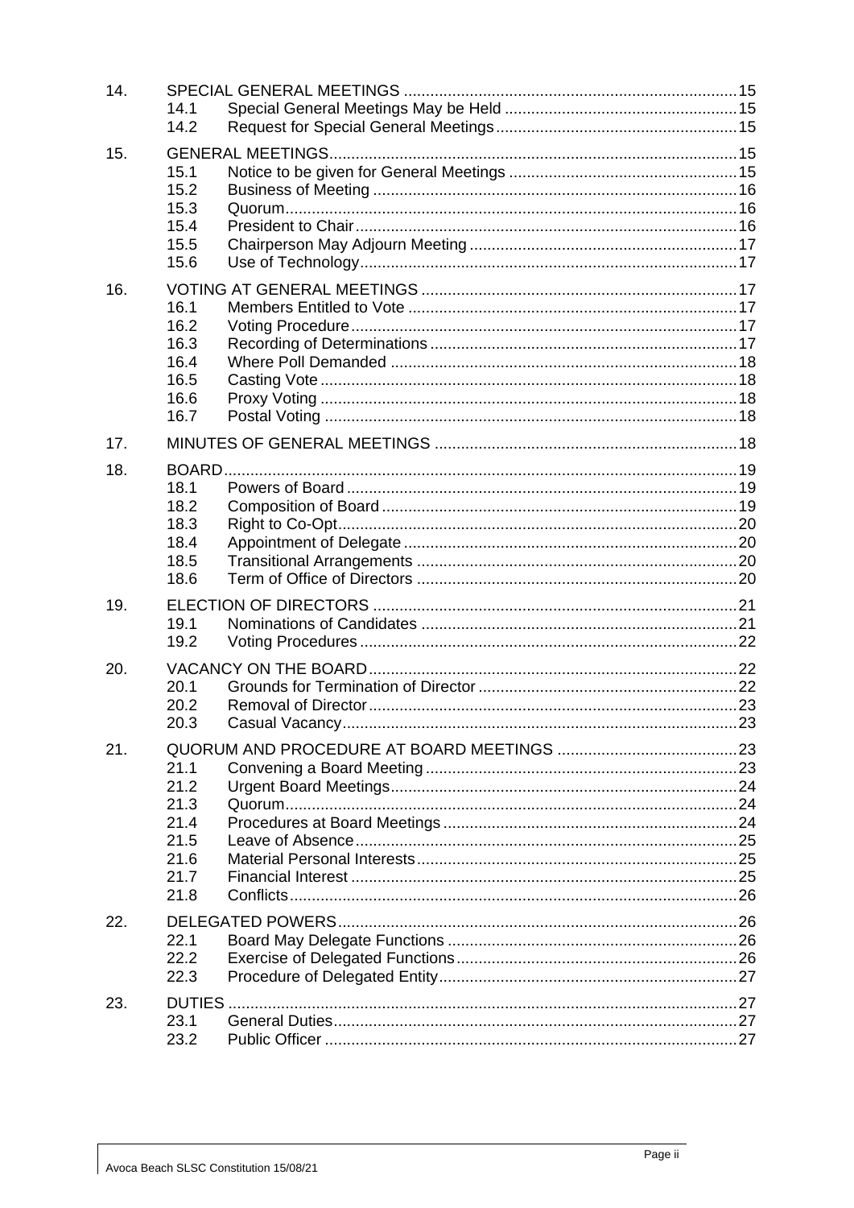| | | | |
|---|---|---|---|
| 14. | SPECIAL GENERAL MEETINGS | | 15 |
| | 14.1 | Special General Meetings May be Held | 15 |
| | 14.2 | Request for Special General Meetings | 15 |
| 15. | GENERAL MEETINGS | | 15 |
| | 15.1 | Notice to be given for General Meetings | 15 |
| | 15.2 | Business of Meeting | 16 |
| | 15.3 | Quorum | 16 |
| | 15.4 | President to Chair | 16 |
| | 15.5 | Chairperson May Adjourn Meeting | 17 |
| | 15.6 | Use of Technology | 17 |
| 16. | VOTING AT GENERAL MEETINGS | | 17 |
| | 16.1 | Members Entitled to Vote | 17 |
| | 16.2 | Voting Procedure | 17 |
| | 16.3 | Recording of Determinations | 17 |
| | 16.4 | Where Poll Demanded | 18 |
| | 16.5 | Casting Vote | 18 |
| | 16.6 | Proxy Voting | 18 |
| | 16.7 | Postal Voting | 18 |
| 17. | MINUTES OF GENERAL MEETINGS | | 18 |
| 18. | BOARD | | 19 |
| | 18.1 | Powers of Board | 19 |
| | 18.2 | Composition of Board | 19 |
| | 18.3 | Right to Co-Opt | 20 |
| | 18.4 | Appointment of Delegate | 20 |
| | 18.5 | Transitional Arrangements | 20 |
| | 18.6 | Term of Office of Directors | 20 |
| 19. | ELECTION OF DIRECTORS | | 21 |
| | 19.1 | Nominations of Candidates | 21 |
| | 19.2 | Voting Procedures | 22 |
| 20. | VACANCY ON THE BOARD | | 22 |
| | 20.1 | Grounds for Termination of Director | 22 |
| | 20.2 | Removal of Director | 23 |
| | 20.3 | Casual Vacancy | 23 |
| 21. | QUORUM AND PROCEDURE AT BOARD MEETINGS | | 23 |
| | 21.1 | Convening a Board Meeting | 23 |
| | 21.2 | Urgent Board Meetings | 24 |
| | 21.3 | Quorum | 24 |
| | 21.4 | Procedures at Board Meetings | 24 |
| | 21.5 | Leave of Absence | 25 |
| | 21.6 | Material Personal Interests | 25 |
| | 21.7 | Financial Interest | 25 |
| | 21.8 | Conflicts | 26 |
| 22. | DELEGATED POWERS | | 26 |
| | 22.1 | Board May Delegate Functions | 26 |
| | 22.2 | Exercise of Delegated Functions | 26 |
| | 22.3 | Procedure of Delegated Entity | 27 |
| 23. | DUTIES | | 27 |
| | 23.1 | General Duties | 27 |
| | 23.2 | Public Officer | 27 |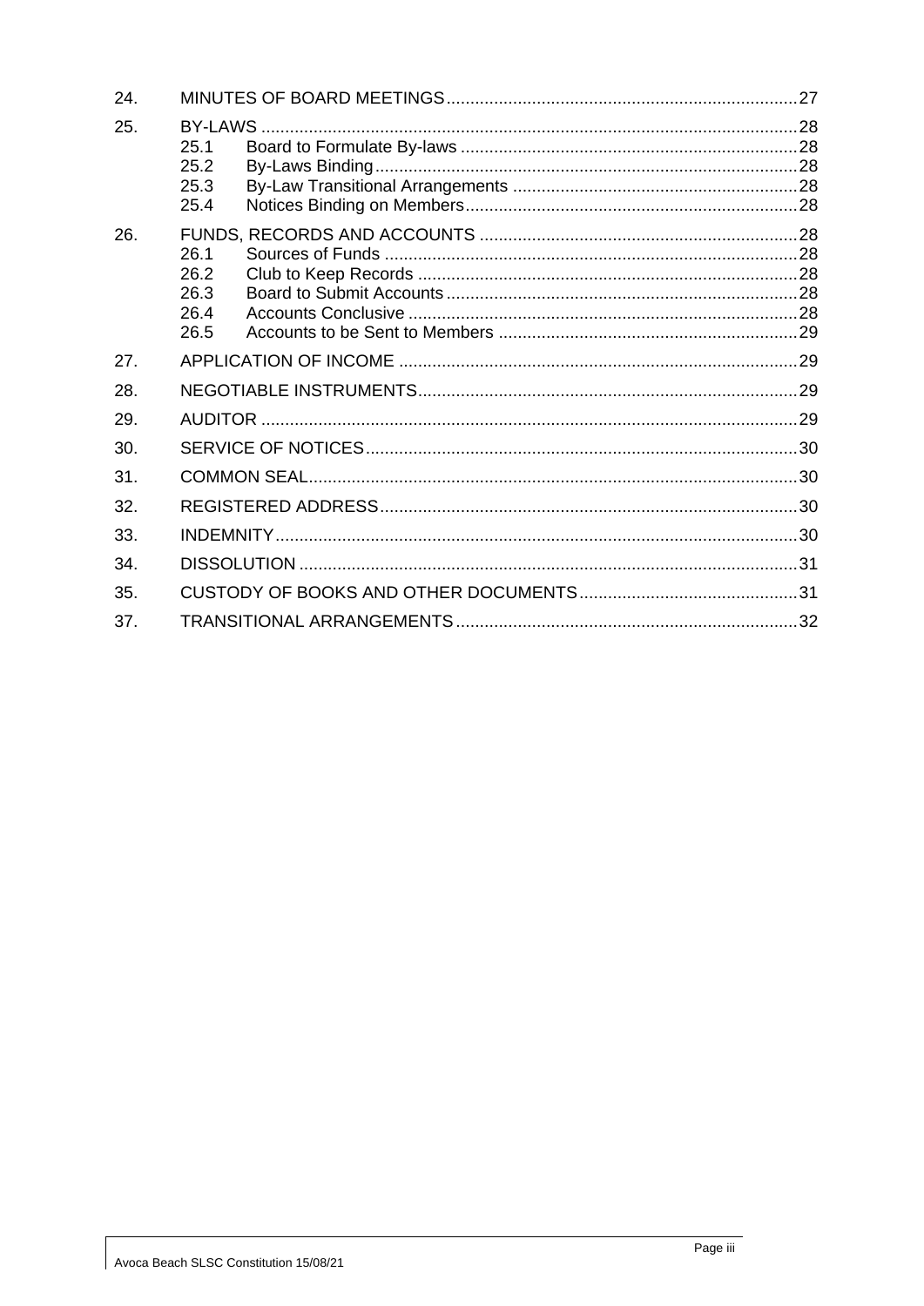24. MINUTES OF BOARD MEETINGS .......... 27

25. BY-LAWS .......... 28
  - 25.1 Board to Formulate By-laws .......... 28
  - 25.2 By-Laws Binding .......... 28
  - 25.3 By-Law Transitional Arrangements .......... 28
  - 25.4 Notices Binding on Members .......... 28

26. FUNDS, RECORDS AND ACCOUNTS .......... 28
  - 26.1 Sources of Funds .......... 28
  - 26.2 Club to Keep Records .......... 28
  - 26.3 Board to Submit Accounts .......... 28
  - 26.4 Accounts Conclusive .......... 28
  - 26.5 Accounts to be Sent to Members .......... 29

27. APPLICATION OF INCOME .......... 29

28. NEGOTIABLE INSTRUMENTS .......... 29

29. AUDITOR .......... 29

30. SERVICE OF NOTICES .......... 30

31. COMMON SEAL .......... 30

32. REGISTERED ADDRESS .......... 30

33. INDEMNITY .......... 30

34. DISSOLUTION .......... 31

35. CUSTODY OF BOOKS AND OTHER DOCUMENTS .......... 31

37. TRANSITIONAL ARRANGEMENTS .......... 32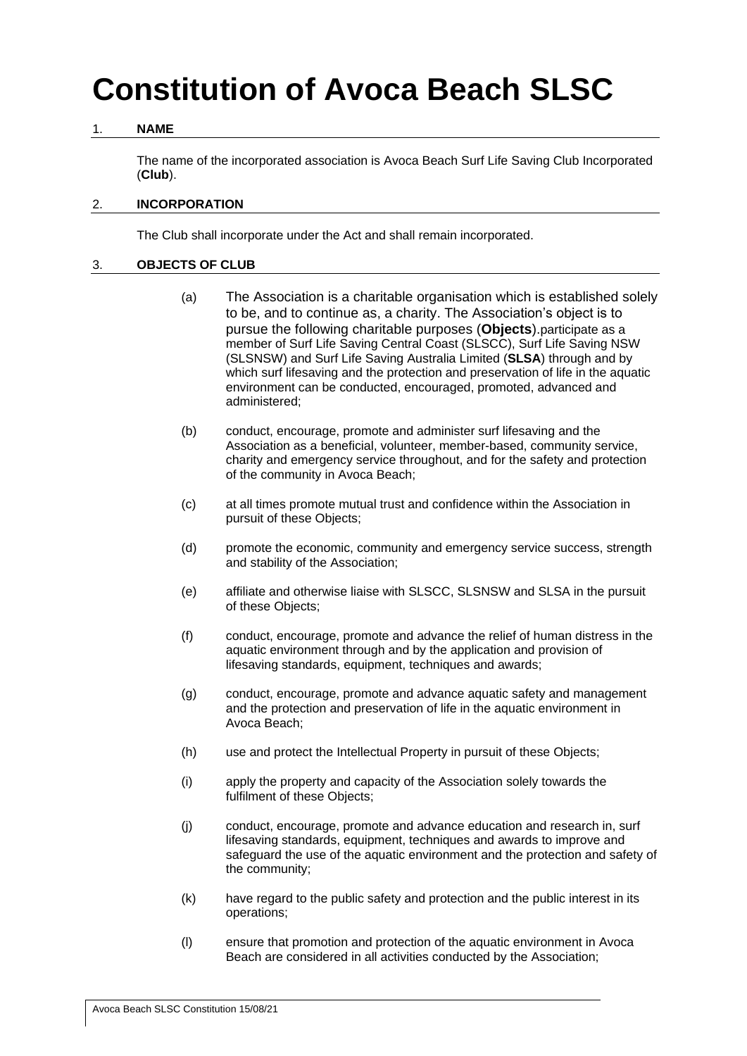# Constitution of Avoca Beach SLSC

## 1. NAME

The name of the incorporated association is Avoca Beach Surf Life Saving Club Incorporated (**Club**).

## 2. INCORPORATION

The Club shall incorporate under the Act and shall remain incorporated.

## 3. OBJECTS OF CLUB

(a) The Association is a charitable organisation which is established solely to be, and to continue as, a charity. The Association's object is to pursue the following charitable purposes (**Objects**).participate as a member of Surf Life Saving Central Coast (SLSCC), Surf Life Saving NSW (SLSNSW) and Surf Life Saving Australia Limited (**SLSA**) through and by which surf lifesaving and the protection and preservation of life in the aquatic environment can be conducted, encouraged, promoted, advanced and administered;

(b) conduct, encourage, promote and administer surf lifesaving and the Association as a beneficial, volunteer, member-based, community service, charity and emergency service throughout, and for the safety and protection of the community in Avoca Beach;

(c) at all times promote mutual trust and confidence within the Association in pursuit of these Objects;

(d) promote the economic, community and emergency service success, strength and stability of the Association;

(e) affiliate and otherwise liaise with SLSCC, SLSNSW and SLSA in the pursuit of these Objects;

(f) conduct, encourage, promote and advance the relief of human distress in the aquatic environment through and by the application and provision of lifesaving standards, equipment, techniques and awards;

(g) conduct, encourage, promote and advance aquatic safety and management and the protection and preservation of life in the aquatic environment in Avoca Beach;

(h) use and protect the Intellectual Property in pursuit of these Objects;

(i) apply the property and capacity of the Association solely towards the fulfilment of these Objects;

(j) conduct, encourage, promote and advance education and research in, surf lifesaving standards, equipment, techniques and awards to improve and safeguard the use of the aquatic environment and the protection and safety of the community;

(k) have regard to the public safety and protection and the public interest in its operations;

(l) ensure that promotion and protection of the aquatic environment in Avoca Beach are considered in all activities conducted by the Association;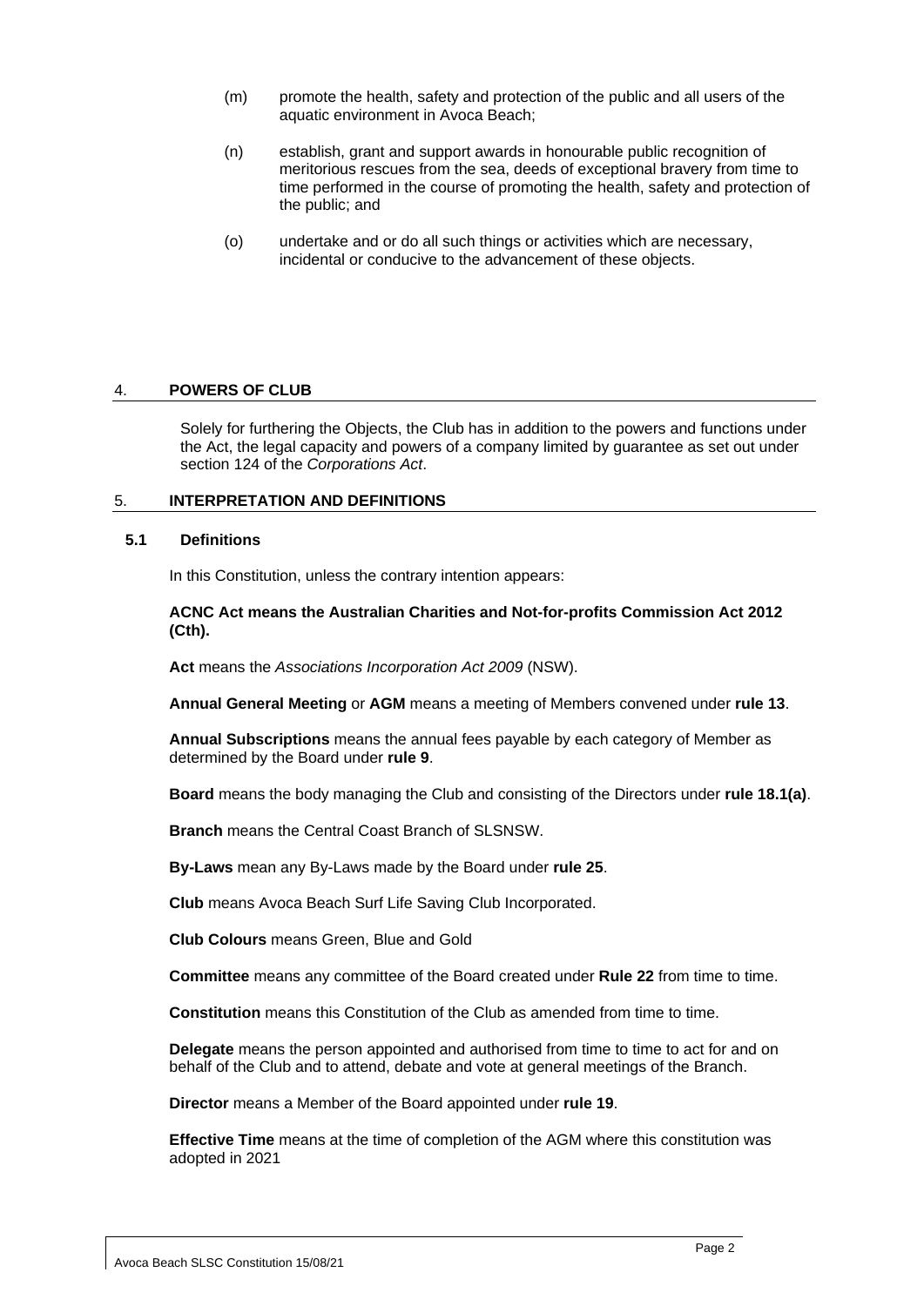(m) promote the health, safety and protection of the public and all users of the aquatic environment in Avoca Beach;

(n) establish, grant and support awards in honourable public recognition of meritorious rescues from the sea, deeds of exceptional bravery from time to time performed in the course of promoting the health, safety and protection of the public; and

(o) undertake and or do all such things or activities which are necessary, incidental or conducive to the advancement of these objects.

## 4. POWERS OF CLUB

Solely for furthering the Objects, the Club has in addition to the powers and functions under the Act, the legal capacity and powers of a company limited by guarantee as set out under section 124 of the *Corporations Act*.

## 5. INTERPRETATION AND DEFINITIONS

### 5.1 Definitions

In this Constitution, unless the contrary intention appears:

**ACNC Act means the Australian Charities and Not-for-profits Commission Act 2012 (Cth).**

**Act** means the *Associations Incorporation Act 2009* (NSW).

**Annual General Meeting** or **AGM** means a meeting of Members convened under **rule 13**.

**Annual Subscriptions** means the annual fees payable by each category of Member as determined by the Board under **rule 9**.

**Board** means the body managing the Club and consisting of the Directors under **rule 18.1(a)**.

**Branch** means the Central Coast Branch of SLSNSW.

**By-Laws** mean any By-Laws made by the Board under **rule 25**.

**Club** means Avoca Beach Surf Life Saving Club Incorporated.

**Club Colours** means Green, Blue and Gold

**Committee** means any committee of the Board created under **Rule 22** from time to time.

**Constitution** means this Constitution of the Club as amended from time to time.

**Delegate** means the person appointed and authorised from time to time to act for and on behalf of the Club and to attend, debate and vote at general meetings of the Branch.

**Director** means a Member of the Board appointed under **rule 19**.

**Effective Time** means at the time of completion of the AGM where this constitution was adopted in 2021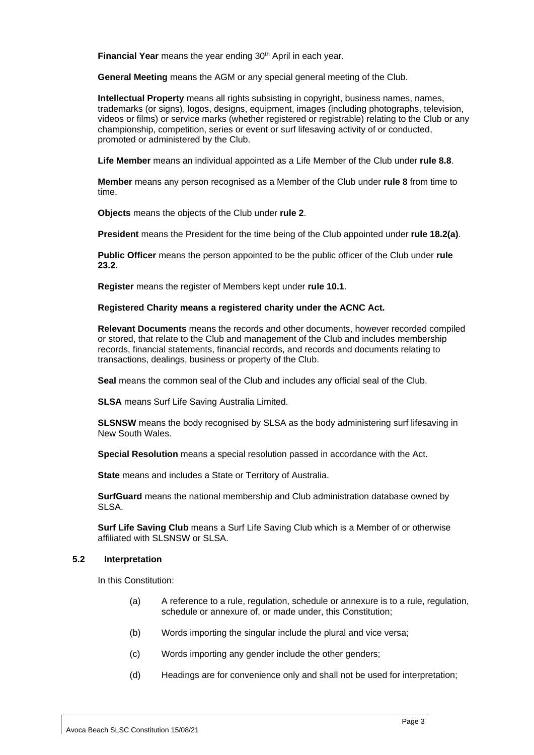**Financial Year** means the year ending 30th April in each year.

**General Meeting** means the AGM or any special general meeting of the Club.

**Intellectual Property** means all rights subsisting in copyright, business names, names, trademarks (or signs), logos, designs, equipment, images (including photographs, television, videos or films) or service marks (whether registered or registrable) relating to the Club or any championship, competition, series or event or surf lifesaving activity of or conducted, promoted or administered by the Club.

**Life Member** means an individual appointed as a Life Member of the Club under **rule 8.8**.

**Member** means any person recognised as a Member of the Club under **rule 8** from time to time.

**Objects** means the objects of the Club under **rule 2**.

**President** means the President for the time being of the Club appointed under **rule 18.2(a)**.

**Public Officer** means the person appointed to be the public officer of the Club under **rule 23.2**.

**Register** means the register of Members kept under **rule 10.1**.

**Registered Charity means a registered charity under the ACNC Act.**

**Relevant Documents** means the records and other documents, however recorded compiled or stored, that relate to the Club and management of the Club and includes membership records, financial statements, financial records, and records and documents relating to transactions, dealings, business or property of the Club.

**Seal** means the common seal of the Club and includes any official seal of the Club.

**SLSA** means Surf Life Saving Australia Limited.

**SLSNSW** means the body recognised by SLSA as the body administering surf lifesaving in New South Wales.

**Special Resolution** means a special resolution passed in accordance with the Act.

**State** means and includes a State or Territory of Australia.

**SurfGuard** means the national membership and Club administration database owned by SLSA.

**Surf Life Saving Club** means a Surf Life Saving Club which is a Member of or otherwise affiliated with SLSNSW or SLSA.

### 5.2 Interpretation

In this Constitution:

(a) A reference to a rule, regulation, schedule or annexure is to a rule, regulation, schedule or annexure of, or made under, this Constitution;

(b) Words importing the singular include the plural and vice versa;

(c) Words importing any gender include the other genders;

(d) Headings are for convenience only and shall not be used for interpretation;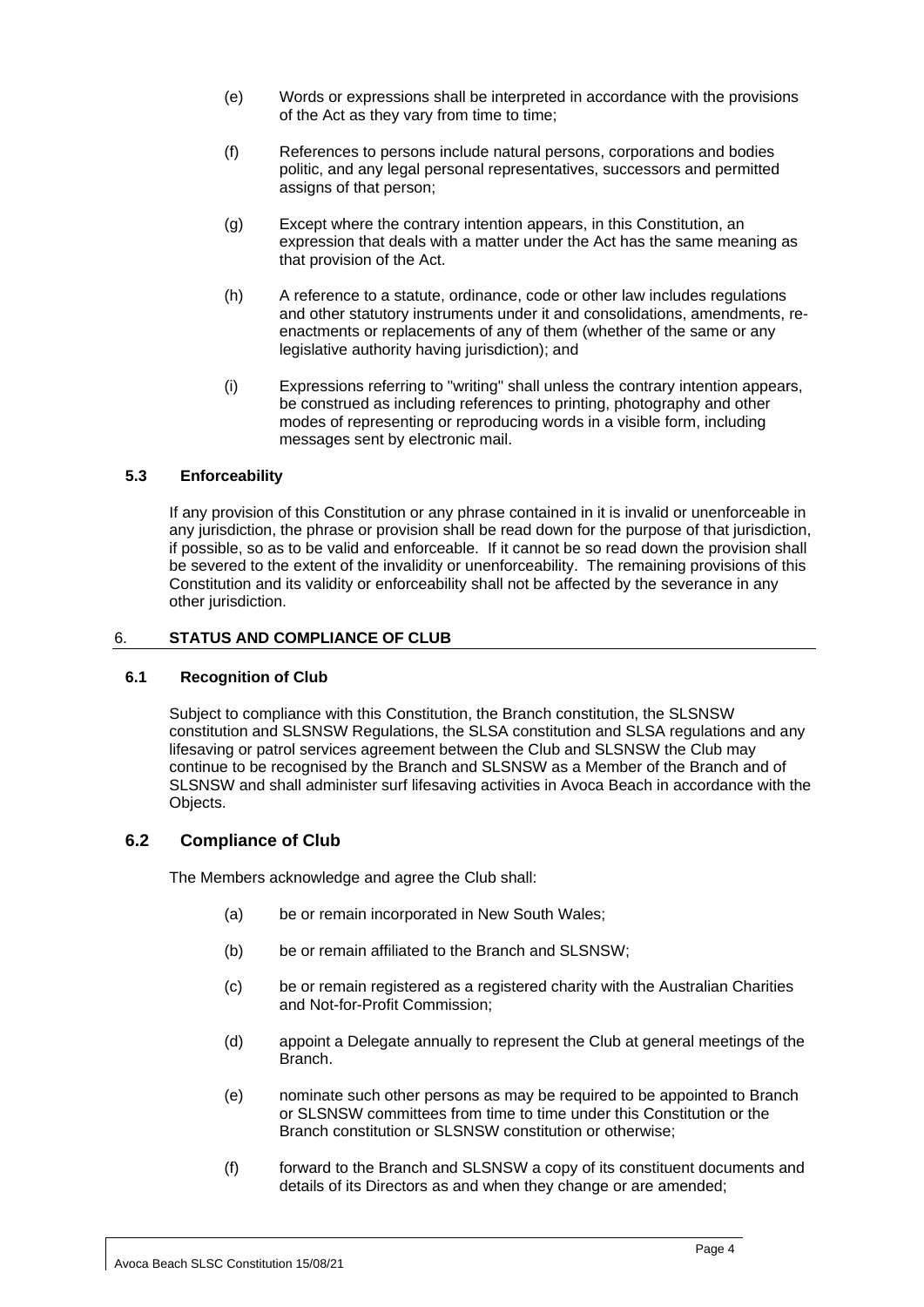(e) Words or expressions shall be interpreted in accordance with the provisions of the Act as they vary from time to time;

(f) References to persons include natural persons, corporations and bodies politic, and any legal personal representatives, successors and permitted assigns of that person;

(g) Except where the contrary intention appears, in this Constitution, an expression that deals with a matter under the Act has the same meaning as that provision of the Act.

(h) A reference to a statute, ordinance, code or other law includes regulations and other statutory instruments under it and consolidations, amendments, re-enactments or replacements of any of them (whether of the same or any legislative authority having jurisdiction); and

(i) Expressions referring to "writing" shall unless the contrary intention appears, be construed as including references to printing, photography and other modes of representing or reproducing words in a visible form, including messages sent by electronic mail.

### 5.3 Enforceability

If any provision of this Constitution or any phrase contained in it is invalid or unenforceable in any jurisdiction, the phrase or provision shall be read down for the purpose of that jurisdiction, if possible, so as to be valid and enforceable. If it cannot be so read down the provision shall be severed to the extent of the invalidity or unenforceability. The remaining provisions of this Constitution and its validity or enforceability shall not be affected by the severance in any other jurisdiction.

## 6. STATUS AND COMPLIANCE OF CLUB

### 6.1 Recognition of Club

Subject to compliance with this Constitution, the Branch constitution, the SLSNSW constitution and SLSNSW Regulations, the SLSA constitution and SLSA regulations and any lifesaving or patrol services agreement between the Club and SLSNSW the Club may continue to be recognised by the Branch and SLSNSW as a Member of the Branch and of SLSNSW and shall administer surf lifesaving activities in Avoca Beach in accordance with the Objects.

### 6.2 Compliance of Club

The Members acknowledge and agree the Club shall:

(a) be or remain incorporated in New South Wales;

(b) be or remain affiliated to the Branch and SLSNSW;

(c) be or remain registered as a registered charity with the Australian Charities and Not-for-Profit Commission;

(d) appoint a Delegate annually to represent the Club at general meetings of the Branch.

(e) nominate such other persons as may be required to be appointed to Branch or SLSNSW committees from time to time under this Constitution or the Branch constitution or SLSNSW constitution or otherwise;

(f) forward to the Branch and SLSNSW a copy of its constituent documents and details of its Directors as and when they change or are amended;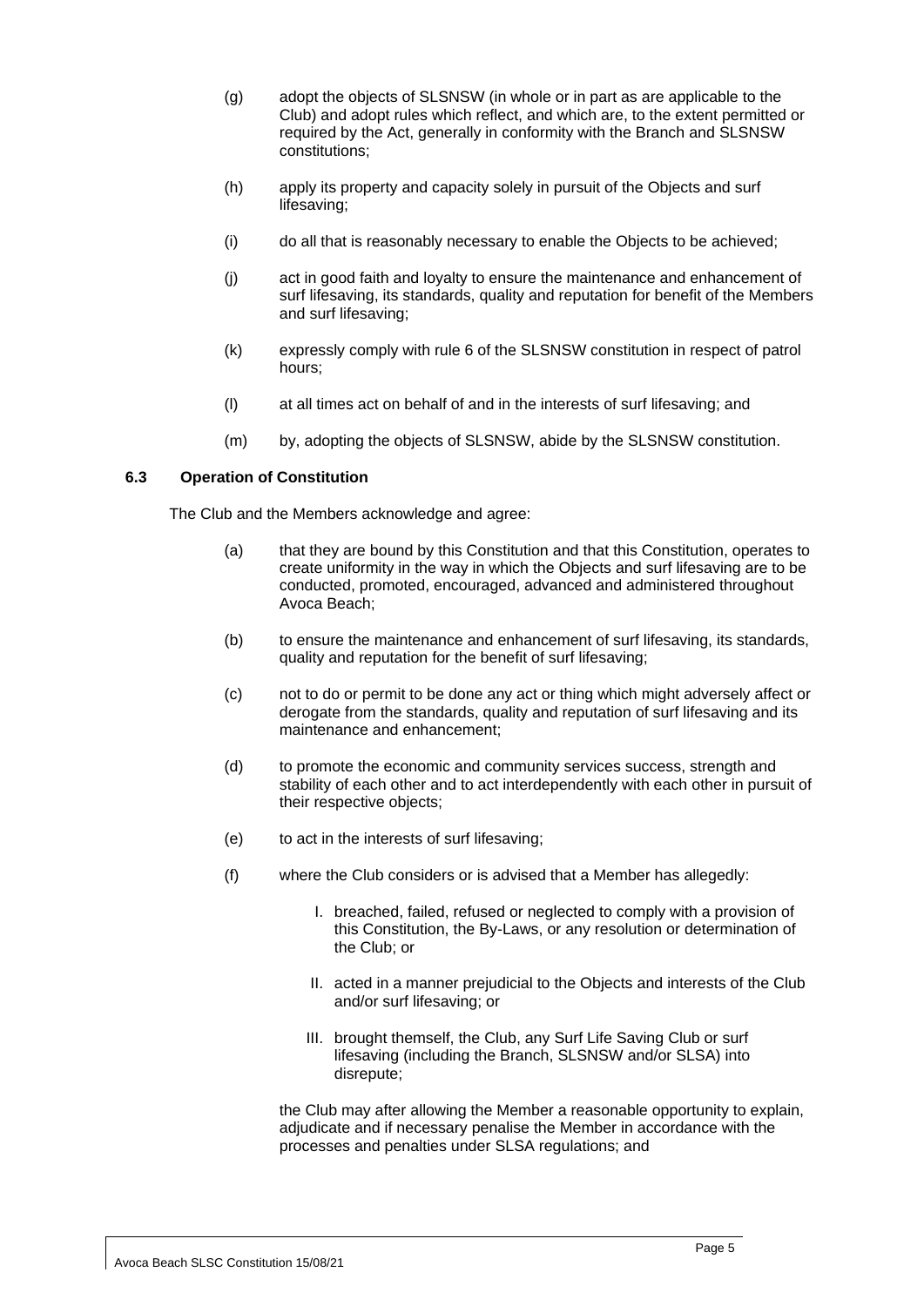(g) adopt the objects of SLSNSW (in whole or in part as are applicable to the Club) and adopt rules which reflect, and which are, to the extent permitted or required by the Act, generally in conformity with the Branch and SLSNSW constitutions;

(h) apply its property and capacity solely in pursuit of the Objects and surf lifesaving;

(i) do all that is reasonably necessary to enable the Objects to be achieved;

(j) act in good faith and loyalty to ensure the maintenance and enhancement of surf lifesaving, its standards, quality and reputation for benefit of the Members and surf lifesaving;

(k) expressly comply with rule 6 of the SLSNSW constitution in respect of patrol hours;

(l) at all times act on behalf of and in the interests of surf lifesaving; and

(m) by, adopting the objects of SLSNSW, abide by the SLSNSW constitution.

### 6.3 Operation of Constitution

The Club and the Members acknowledge and agree:

(a) that they are bound by this Constitution and that this Constitution, operates to create uniformity in the way in which the Objects and surf lifesaving are to be conducted, promoted, encouraged, advanced and administered throughout Avoca Beach;

(b) to ensure the maintenance and enhancement of surf lifesaving, its standards, quality and reputation for the benefit of surf lifesaving;

(c) not to do or permit to be done any act or thing which might adversely affect or derogate from the standards, quality and reputation of surf lifesaving and its maintenance and enhancement;

(d) to promote the economic and community services success, strength and stability of each other and to act interdependently with each other in pursuit of their respective objects;

(e) to act in the interests of surf lifesaving;

(f) where the Club considers or is advised that a Member has allegedly:

I. breached, failed, refused or neglected to comply with a provision of this Constitution, the By-Laws, or any resolution or determination of the Club; or

II. acted in a manner prejudicial to the Objects and interests of the Club and/or surf lifesaving; or

III. brought themself, the Club, any Surf Life Saving Club or surf lifesaving (including the Branch, SLSNSW and/or SLSA) into disrepute;

the Club may after allowing the Member a reasonable opportunity to explain, adjudicate and if necessary penalise the Member in accordance with the processes and penalties under SLSA regulations; and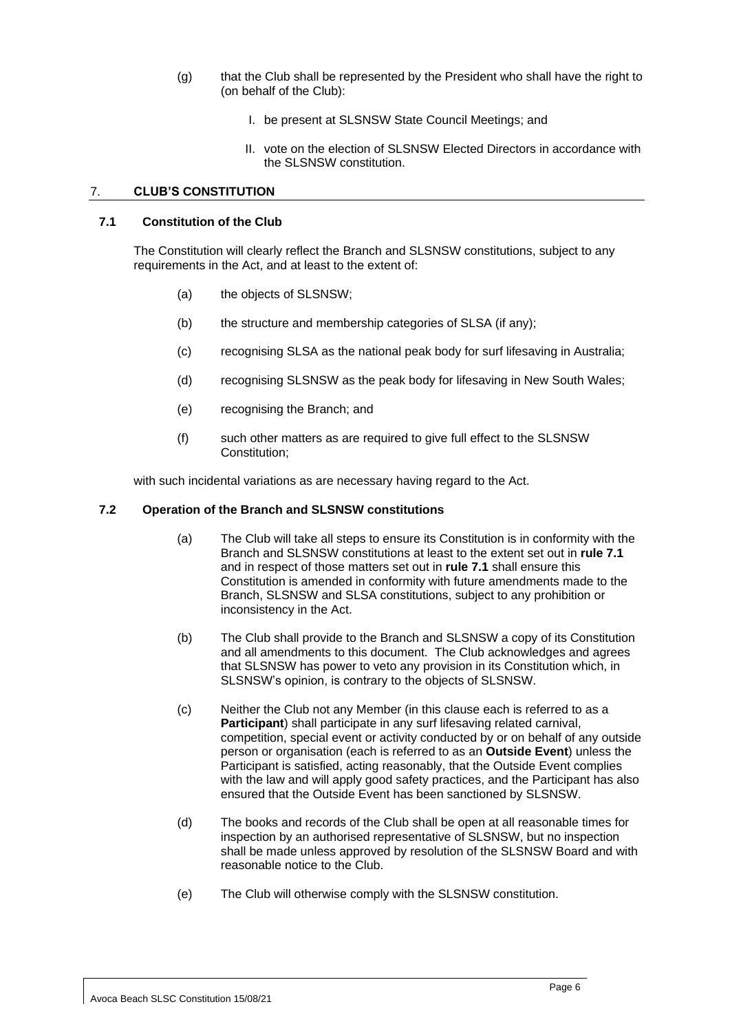(g) that the Club shall be represented by the President who shall have the right to (on behalf of the Club):

   I. be present at SLSNSW State Council Meetings; and

   II. vote on the election of SLSNSW Elected Directors in accordance with the SLSNSW constitution.

## 7. CLUB'S CONSTITUTION

### 7.1 Constitution of the Club

The Constitution will clearly reflect the Branch and SLSNSW constitutions, subject to any requirements in the Act, and at least to the extent of:

(a) the objects of SLSNSW;

(b) the structure and membership categories of SLSA (if any);

(c) recognising SLSA as the national peak body for surf lifesaving in Australia;

(d) recognising SLSNSW as the peak body for lifesaving in New South Wales;

(e) recognising the Branch; and

(f) such other matters as are required to give full effect to the SLSNSW Constitution;

with such incidental variations as are necessary having regard to the Act.

### 7.2 Operation of the Branch and SLSNSW constitutions

(a) The Club will take all steps to ensure its Constitution is in conformity with the Branch and SLSNSW constitutions at least to the extent set out in **rule 7.1** and in respect of those matters set out in **rule 7.1** shall ensure this Constitution is amended in conformity with future amendments made to the Branch, SLSNSW and SLSA constitutions, subject to any prohibition or inconsistency in the Act.

(b) The Club shall provide to the Branch and SLSNSW a copy of its Constitution and all amendments to this document. The Club acknowledges and agrees that SLSNSW has power to veto any provision in its Constitution which, in SLSNSW's opinion, is contrary to the objects of SLSNSW.

(c) Neither the Club not any Member (in this clause each is referred to as a **Participant**) shall participate in any surf lifesaving related carnival, competition, special event or activity conducted by or on behalf of any outside person or organisation (each is referred to as an **Outside Event**) unless the Participant is satisfied, acting reasonably, that the Outside Event complies with the law and will apply good safety practices, and the Participant has also ensured that the Outside Event has been sanctioned by SLSNSW.

(d) The books and records of the Club shall be open at all reasonable times for inspection by an authorised representative of SLSNSW, but no inspection shall be made unless approved by resolution of the SLSNSW Board and with reasonable notice to the Club.

(e) The Club will otherwise comply with the SLSNSW constitution.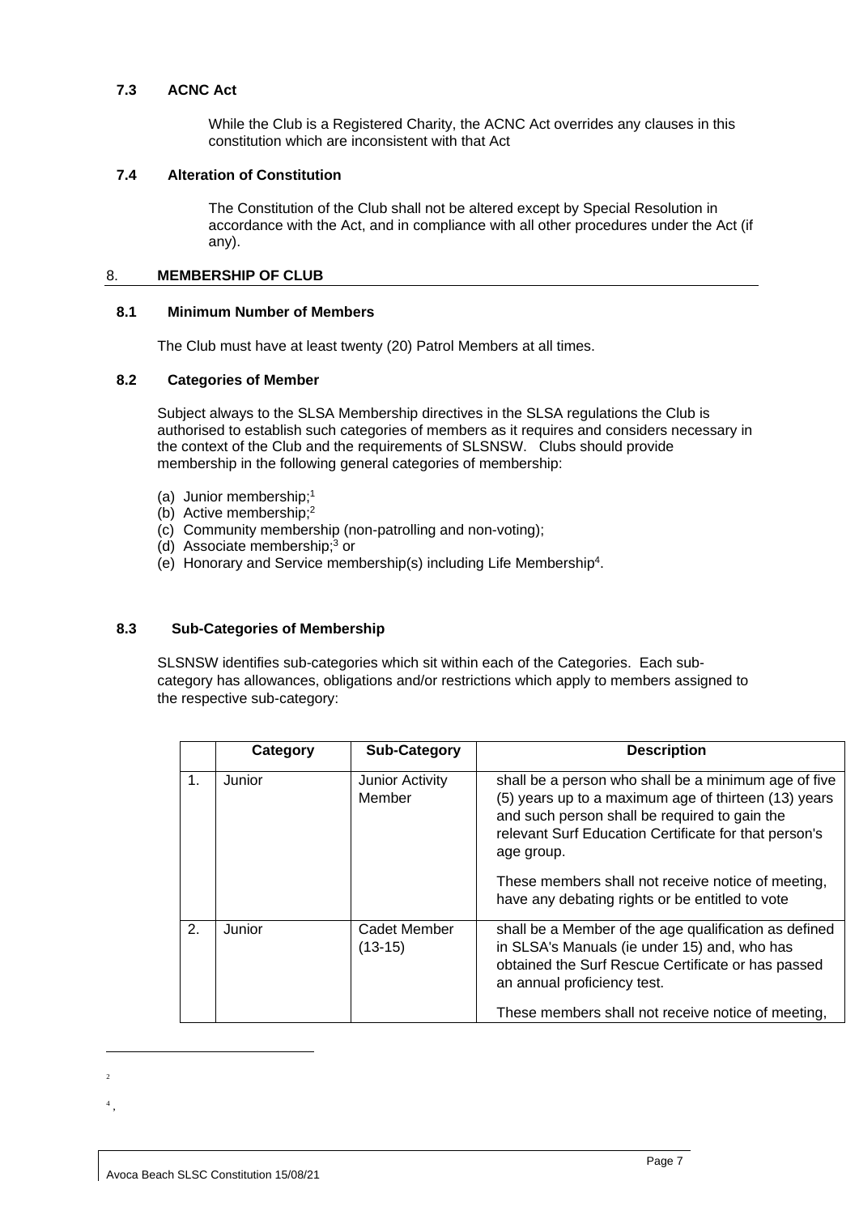### 7.3 ACNC Act

While the Club is a Registered Charity, the ACNC Act overrides any clauses in this constitution which are inconsistent with that Act

### 7.4 Alteration of Constitution

The Constitution of the Club shall not be altered except by Special Resolution in accordance with the Act, and in compliance with all other procedures under the Act (if any).

## 8. MEMBERSHIP OF CLUB

### 8.1 Minimum Number of Members

The Club must have at least twenty (20) Patrol Members at all times.

### 8.2 Categories of Member

Subject always to the SLSA Membership directives in the SLSA regulations the Club is authorised to establish such categories of members as it requires and considers necessary in the context of the Club and the requirements of SLSNSW. Clubs should provide membership in the following general categories of membership:

(a) Junior membership;[1]
(b) Active membership;[2]
(c) Community membership (non-patrolling and non-voting);
(d) Associate membership;[3] or
(e) Honorary and Service membership(s) including Life Membership[4].

### 8.3 Sub-Categories of Membership

SLSNSW identifies sub-categories which sit within each of the Categories. Each sub-category has allowances, obligations and/or restrictions which apply to members assigned to the respective sub-category:

| | Category | Sub-Category | Description |
|---|---|---|---|
| 1. | Junior | Junior Activity Member | shall be a person who shall be a minimum age of five (5) years up to a maximum age of thirteen (13) years and such person shall be required to gain the relevant Surf Education Certificate for that person's age group.<br><br>These members shall not receive notice of meeting, have any debating rights or be entitled to vote |
| 2. | Junior | Cadet Member (13-15) | shall be a Member of the age qualification as defined in SLSA's Manuals (ie under 15) and, who has obtained the Surf Rescue Certificate or has passed an annual proficiency test.<br><br>These members shall not receive notice of meeting, |

[2]

[4] ,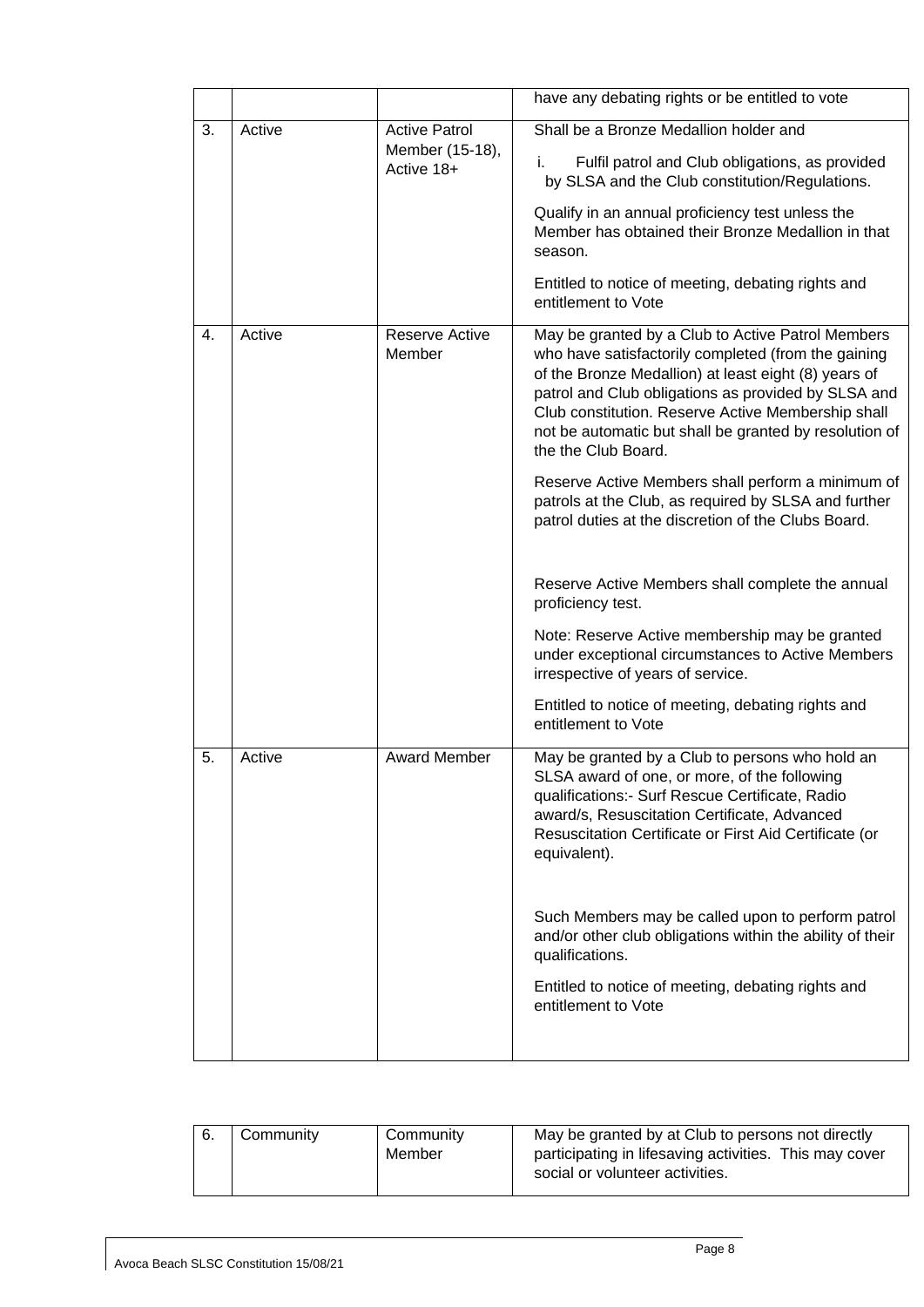| | | | |
|---|---|---|---|
| | | | have any debating rights or be entitled to vote |
| 3. | Active | Active Patrol Member (15-18), Active 18+ | Shall be a Bronze Medallion holder and<br>i. Fulfil patrol and Club obligations, as provided by SLSA and the Club constitution/Regulations.<br>Qualify in an annual proficiency test unless the Member has obtained their Bronze Medallion in that season.<br>Entitled to notice of meeting, debating rights and entitlement to Vote |
| 4. | Active | Reserve Active Member | May be granted by a Club to Active Patrol Members who have satisfactorily completed (from the gaining of the Bronze Medallion) at least eight (8) years of patrol and Club obligations as provided by SLSA and Club constitution. Reserve Active Membership shall not be automatic but shall be granted by resolution of the the Club Board.<br>Reserve Active Members shall perform a minimum of patrols at the Club, as required by SLSA and further patrol duties at the discretion of the Clubs Board.<br>Reserve Active Members shall complete the annual proficiency test.<br>Note: Reserve Active membership may be granted under exceptional circumstances to Active Members irrespective of years of service.<br>Entitled to notice of meeting, debating rights and entitlement to Vote |
| 5. | Active | Award Member | May be granted by a Club to persons who hold an SLSA award of one, or more, of the following qualifications:- Surf Rescue Certificate, Radio award/s, Resuscitation Certificate, Advanced Resuscitation Certificate or First Aid Certificate (or equivalent).<br>Such Members may be called upon to perform patrol and/or other club obligations within the ability of their qualifications.<br>Entitled to notice of meeting, debating rights and entitlement to Vote |
| 6. | Community | Community Member | May be granted by at Club to persons not directly participating in lifesaving activities. This may cover social or volunteer activities. |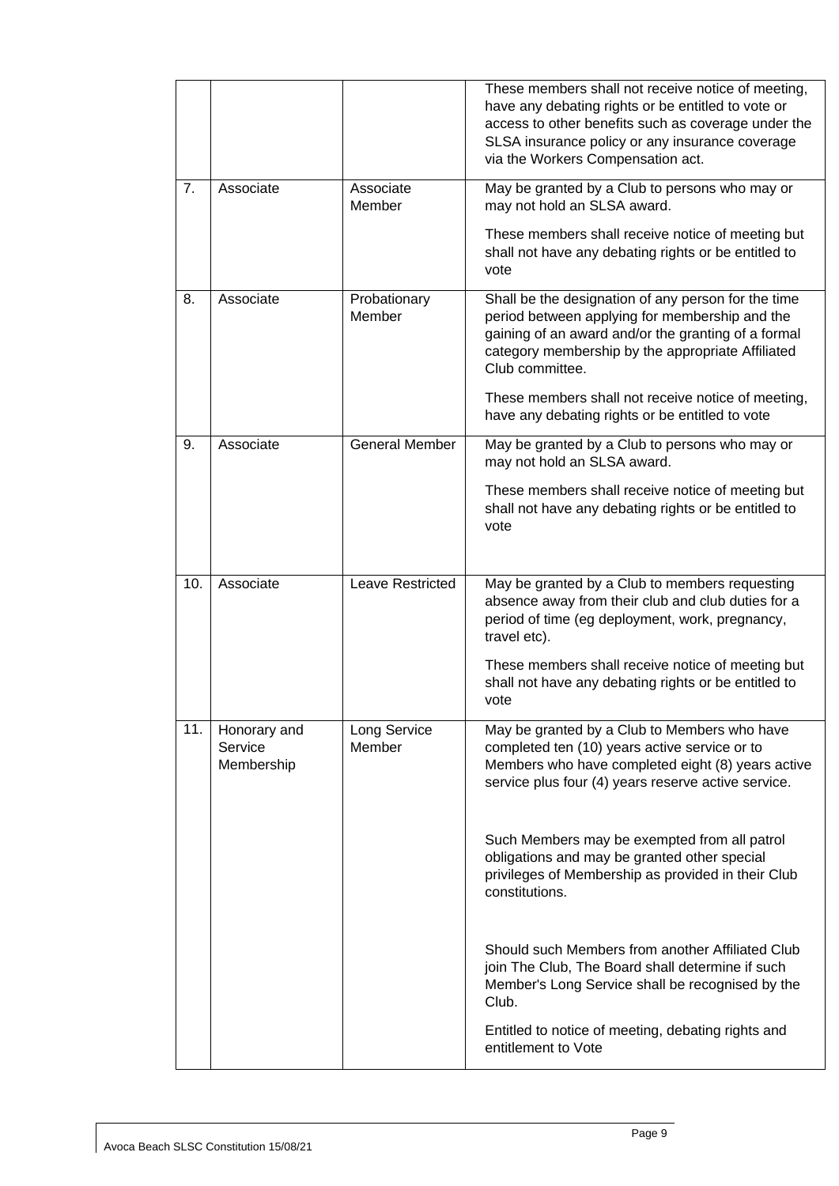| | | | |
|---|---|---|---|
| | | | These members shall not receive notice of meeting, have any debating rights or be entitled to vote or access to other benefits such as coverage under the SLSA insurance policy or any insurance coverage via the Workers Compensation act. |
| 7. | Associate | Associate Member | May be granted by a Club to persons who may or may not hold an SLSA award.<br><br>These members shall receive notice of meeting but shall not have any debating rights or be entitled to vote |
| 8. | Associate | Probationary Member | Shall be the designation of any person for the time period between applying for membership and the gaining of an award and/or the granting of a formal category membership by the appropriate Affiliated Club committee.<br><br>These members shall not receive notice of meeting, have any debating rights or be entitled to vote |
| 9. | Associate | General Member | May be granted by a Club to persons who may or may not hold an SLSA award.<br><br>These members shall receive notice of meeting but shall not have any debating rights or be entitled to vote |
| 10. | Associate | Leave Restricted | May be granted by a Club to members requesting absence away from their club and club duties for a period of time (eg deployment, work, pregnancy, travel etc).<br><br>These members shall receive notice of meeting but shall not have any debating rights or be entitled to vote |
| 11. | Honorary and Service Membership | Long Service Member | May be granted by a Club to Members who have completed ten (10) years active service or to Members who have completed eight (8) years active service plus four (4) years reserve active service.<br><br>Such Members may be exempted from all patrol obligations and may be granted other special privileges of Membership as provided in their Club constitutions.<br><br>Should such Members from another Affiliated Club join The Club, The Board shall determine if such Member's Long Service shall be recognised by the Club.<br><br>Entitled to notice of meeting, debating rights and entitlement to Vote |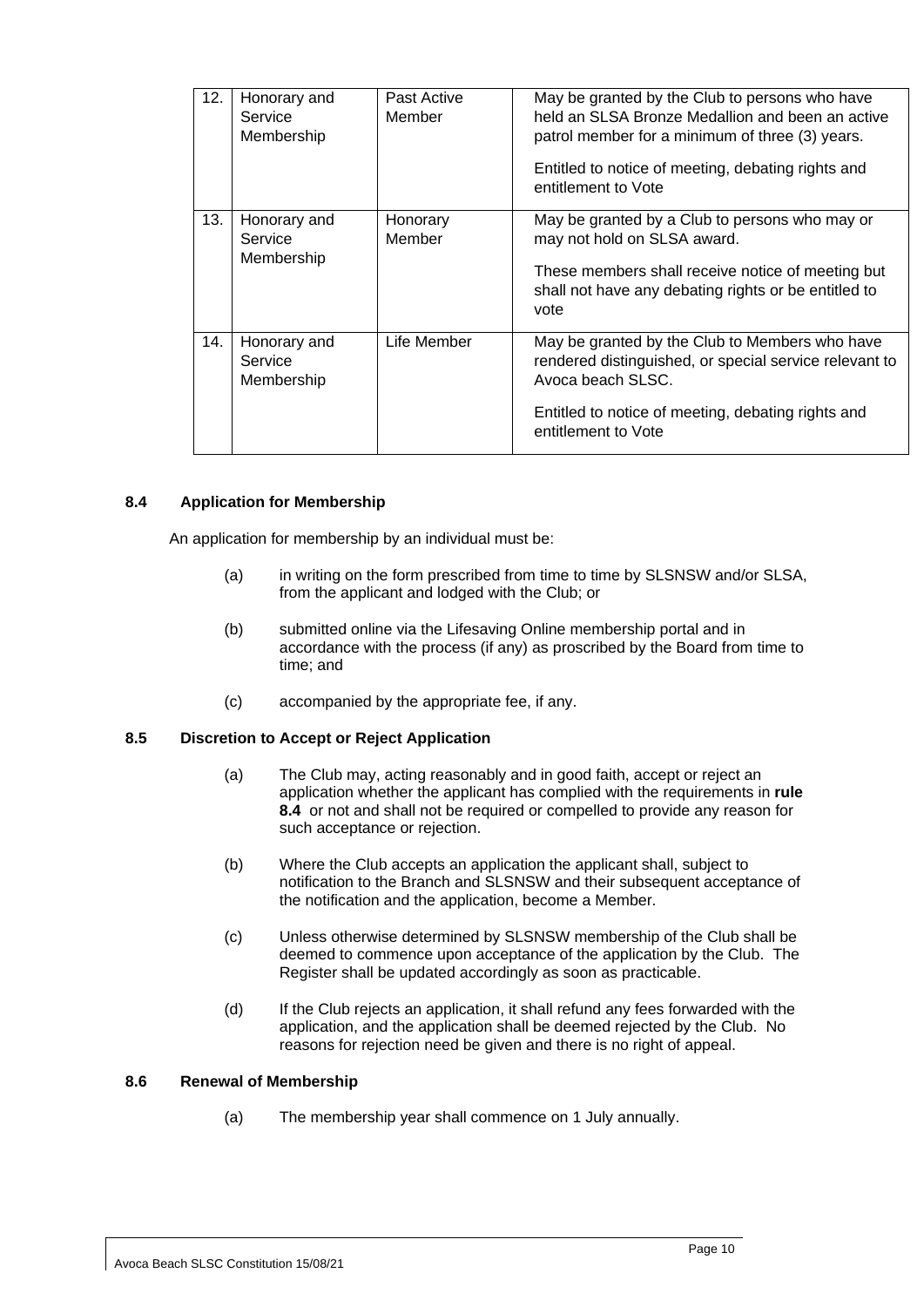| 12. | Honorary and Service Membership | Past Active Member | May be granted by the Club to persons who have held an SLSA Bronze Medallion and been an active patrol member for a minimum of three (3) years.<br><br>Entitled to notice of meeting, debating rights and entitlement to Vote |
|---|---|---|---|
| 13. | Honorary and Service Membership | Honorary Member | May be granted by a Club to persons who may or may not hold on SLSA award.<br><br>These members shall receive notice of meeting but shall not have any debating rights or be entitled to vote |
| 14. | Honorary and Service Membership | Life Member | May be granted by the Club to Members who have rendered distinguished, or special service relevant to Avoca beach SLSC.<br><br>Entitled to notice of meeting, debating rights and entitlement to Vote |

### 8.4 Application for Membership

An application for membership by an individual must be:

(a) in writing on the form prescribed from time to time by SLSNSW and/or SLSA, from the applicant and lodged with the Club; or

(b) submitted online via the Lifesaving Online membership portal and in accordance with the process (if any) as proscribed by the Board from time to time; and

(c) accompanied by the appropriate fee, if any.

### 8.5 Discretion to Accept or Reject Application

(a) The Club may, acting reasonably and in good faith, accept or reject an application whether the applicant has complied with the requirements in **rule 8.4** or not and shall not be required or compelled to provide any reason for such acceptance or rejection.

(b) Where the Club accepts an application the applicant shall, subject to notification to the Branch and SLSNSW and their subsequent acceptance of the notification and the application, become a Member.

(c) Unless otherwise determined by SLSNSW membership of the Club shall be deemed to commence upon acceptance of the application by the Club. The Register shall be updated accordingly as soon as practicable.

(d) If the Club rejects an application, it shall refund any fees forwarded with the application, and the application shall be deemed rejected by the Club. No reasons for rejection need be given and there is no right of appeal.

### 8.6 Renewal of Membership

(a) The membership year shall commence on 1 July annually.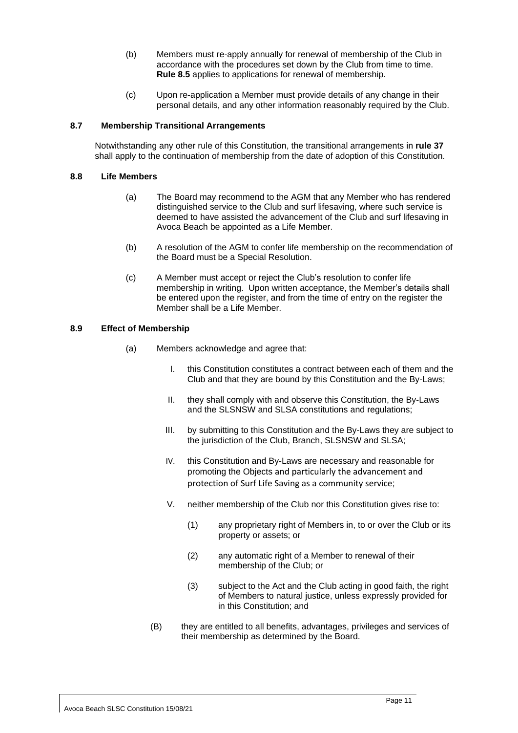(b) Members must re-apply annually for renewal of membership of the Club in accordance with the procedures set down by the Club from time to time. **Rule 8.5** applies to applications for renewal of membership.

(c) Upon re-application a Member must provide details of any change in their personal details, and any other information reasonably required by the Club.

#### 8.7 Membership Transitional Arrangements

Notwithstanding any other rule of this Constitution, the transitional arrangements in **rule 37** shall apply to the continuation of membership from the date of adoption of this Constitution.

#### 8.8 Life Members

(a) The Board may recommend to the AGM that any Member who has rendered distinguished service to the Club and surf lifesaving, where such service is deemed to have assisted the advancement of the Club and surf lifesaving in Avoca Beach be appointed as a Life Member.

(b) A resolution of the AGM to confer life membership on the recommendation of the Board must be a Special Resolution.

(c) A Member must accept or reject the Club's resolution to confer life membership in writing. Upon written acceptance, the Member's details shall be entered upon the register, and from the time of entry on the register the Member shall be a Life Member.

#### 8.9 Effect of Membership

(a) Members acknowledge and agree that:

I. this Constitution constitutes a contract between each of them and the Club and that they are bound by this Constitution and the By-Laws;

II. they shall comply with and observe this Constitution, the By-Laws and the SLSNSW and SLSA constitutions and regulations;

III. by submitting to this Constitution and the By-Laws they are subject to the jurisdiction of the Club, Branch, SLSNSW and SLSA;

IV. this Constitution and By-Laws are necessary and reasonable for promoting the Objects and particularly the advancement and protection of Surf Life Saving as a community service;

V. neither membership of the Club nor this Constitution gives rise to:

(1) any proprietary right of Members in, to or over the Club or its property or assets; or

(2) any automatic right of a Member to renewal of their membership of the Club; or

(3) subject to the Act and the Club acting in good faith, the right of Members to natural justice, unless expressly provided for in this Constitution; and

(B) they are entitled to all benefits, advantages, privileges and services of their membership as determined by the Board.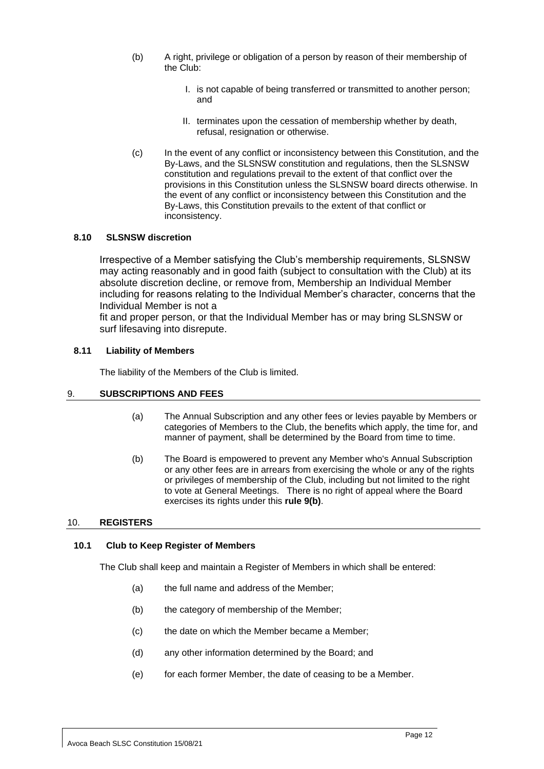(b) A right, privilege or obligation of a person by reason of their membership of the Club:

   I. is not capable of being transferred or transmitted to another person; and

   II. terminates upon the cessation of membership whether by death, refusal, resignation or otherwise.

(c) In the event of any conflict or inconsistency between this Constitution, and the By-Laws, and the SLSNSW constitution and regulations, then the SLSNSW constitution and regulations prevail to the extent of that conflict over the provisions in this Constitution unless the SLSNSW board directs otherwise. In the event of any conflict or inconsistency between this Constitution and the By-Laws, this Constitution prevails to the extent of that conflict or inconsistency.

### 8.10 SLSNSW discretion

Irrespective of a Member satisfying the Club's membership requirements, SLSNSW may acting reasonably and in good faith (subject to consultation with the Club) at its absolute discretion decline, or remove from, Membership an Individual Member including for reasons relating to the Individual Member's character, concerns that the Individual Member is not a

fit and proper person, or that the Individual Member has or may bring SLSNSW or surf lifesaving into disrepute.

### 8.11 Liability of Members

The liability of the Members of the Club is limited.

## 9. SUBSCRIPTIONS AND FEES

(a) The Annual Subscription and any other fees or levies payable by Members or categories of Members to the Club, the benefits which apply, the time for, and manner of payment, shall be determined by the Board from time to time.

(b) The Board is empowered to prevent any Member who's Annual Subscription or any other fees are in arrears from exercising the whole or any of the rights or privileges of membership of the Club, including but not limited to the right to vote at General Meetings. There is no right of appeal where the Board exercises its rights under this **rule 9(b)**.

## 10. REGISTERS

### 10.1 Club to Keep Register of Members

The Club shall keep and maintain a Register of Members in which shall be entered:

(a) the full name and address of the Member;

(b) the category of membership of the Member;

(c) the date on which the Member became a Member;

(d) any other information determined by the Board; and

(e) for each former Member, the date of ceasing to be a Member.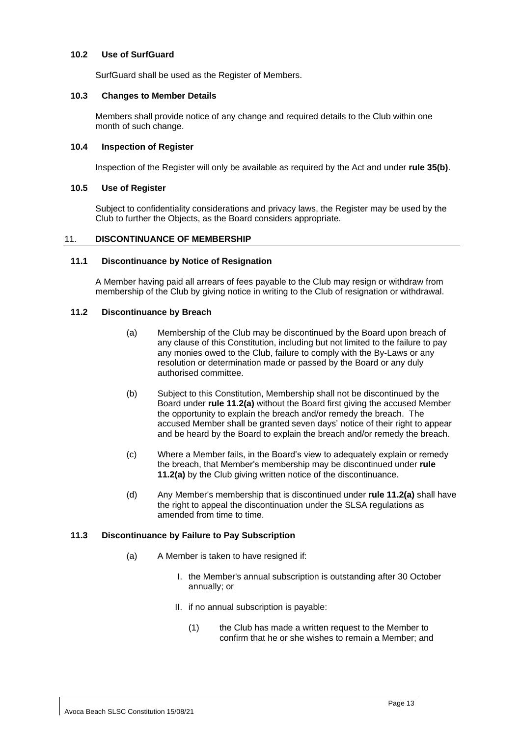### 10.2 Use of SurfGuard

SurfGuard shall be used as the Register of Members.

### 10.3 Changes to Member Details

Members shall provide notice of any change and required details to the Club within one month of such change.

### 10.4 Inspection of Register

Inspection of the Register will only be available as required by the Act and under **rule 35(b)**.

### 10.5 Use of Register

Subject to confidentiality considerations and privacy laws, the Register may be used by the Club to further the Objects, as the Board considers appropriate.

## 11. DISCONTINUANCE OF MEMBERSHIP

### 11.1 Discontinuance by Notice of Resignation

A Member having paid all arrears of fees payable to the Club may resign or withdraw from membership of the Club by giving notice in writing to the Club of resignation or withdrawal.

### 11.2 Discontinuance by Breach

(a) Membership of the Club may be discontinued by the Board upon breach of any clause of this Constitution, including but not limited to the failure to pay any monies owed to the Club, failure to comply with the By-Laws or any resolution or determination made or passed by the Board or any duly authorised committee.

(b) Subject to this Constitution, Membership shall not be discontinued by the Board under **rule 11.2(a)** without the Board first giving the accused Member the opportunity to explain the breach and/or remedy the breach. The accused Member shall be granted seven days' notice of their right to appear and be heard by the Board to explain the breach and/or remedy the breach.

(c) Where a Member fails, in the Board's view to adequately explain or remedy the breach, that Member's membership may be discontinued under **rule 11.2(a)** by the Club giving written notice of the discontinuance.

(d) Any Member's membership that is discontinued under **rule 11.2(a)** shall have the right to appeal the discontinuation under the SLSA regulations as amended from time to time.

### 11.3 Discontinuance by Failure to Pay Subscription

(a) A Member is taken to have resigned if:

I. the Member's annual subscription is outstanding after 30 October annually; or

II. if no annual subscription is payable:

(1) the Club has made a written request to the Member to confirm that he or she wishes to remain a Member; and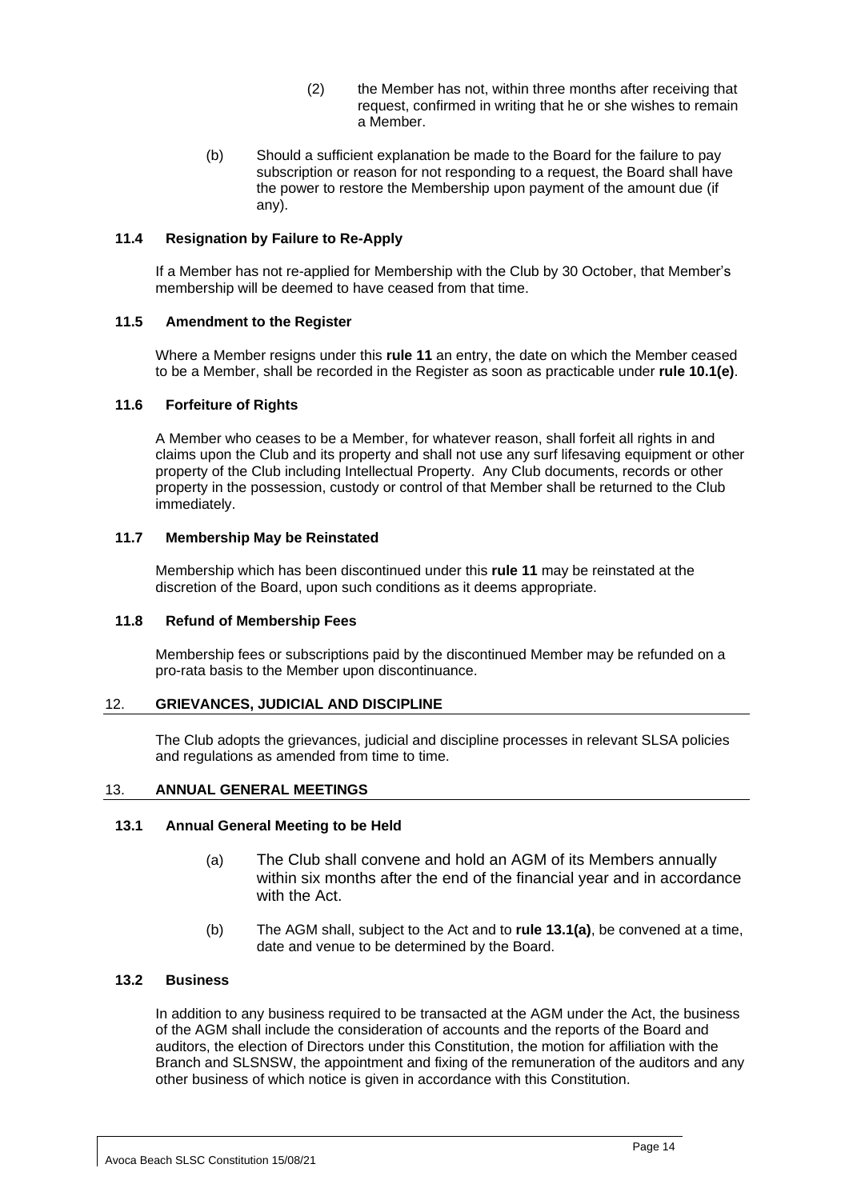(2) the Member has not, within three months after receiving that request, confirmed in writing that he or she wishes to remain a Member.

(b) Should a sufficient explanation be made to the Board for the failure to pay subscription or reason for not responding to a request, the Board shall have the power to restore the Membership upon payment of the amount due (if any).

### 11.4 Resignation by Failure to Re-Apply

If a Member has not re-applied for Membership with the Club by 30 October, that Member's membership will be deemed to have ceased from that time.

### 11.5 Amendment to the Register

Where a Member resigns under this **rule 11** an entry, the date on which the Member ceased to be a Member, shall be recorded in the Register as soon as practicable under **rule 10.1(e)**.

### 11.6 Forfeiture of Rights

A Member who ceases to be a Member, for whatever reason, shall forfeit all rights in and claims upon the Club and its property and shall not use any surf lifesaving equipment or other property of the Club including Intellectual Property. Any Club documents, records or other property in the possession, custody or control of that Member shall be returned to the Club immediately.

### 11.7 Membership May be Reinstated

Membership which has been discontinued under this **rule 11** may be reinstated at the discretion of the Board, upon such conditions as it deems appropriate.

### 11.8 Refund of Membership Fees

Membership fees or subscriptions paid by the discontinued Member may be refunded on a pro-rata basis to the Member upon discontinuance.

## 12. GRIEVANCES, JUDICIAL AND DISCIPLINE

The Club adopts the grievances, judicial and discipline processes in relevant SLSA policies and regulations as amended from time to time.

## 13. ANNUAL GENERAL MEETINGS

### 13.1 Annual General Meeting to be Held

(a) The Club shall convene and hold an AGM of its Members annually within six months after the end of the financial year and in accordance with the Act.

(b) The AGM shall, subject to the Act and to **rule 13.1(a)**, be convened at a time, date and venue to be determined by the Board.

### 13.2 Business

In addition to any business required to be transacted at the AGM under the Act, the business of the AGM shall include the consideration of accounts and the reports of the Board and auditors, the election of Directors under this Constitution, the motion for affiliation with the Branch and SLSNSW, the appointment and fixing of the remuneration of the auditors and any other business of which notice is given in accordance with this Constitution.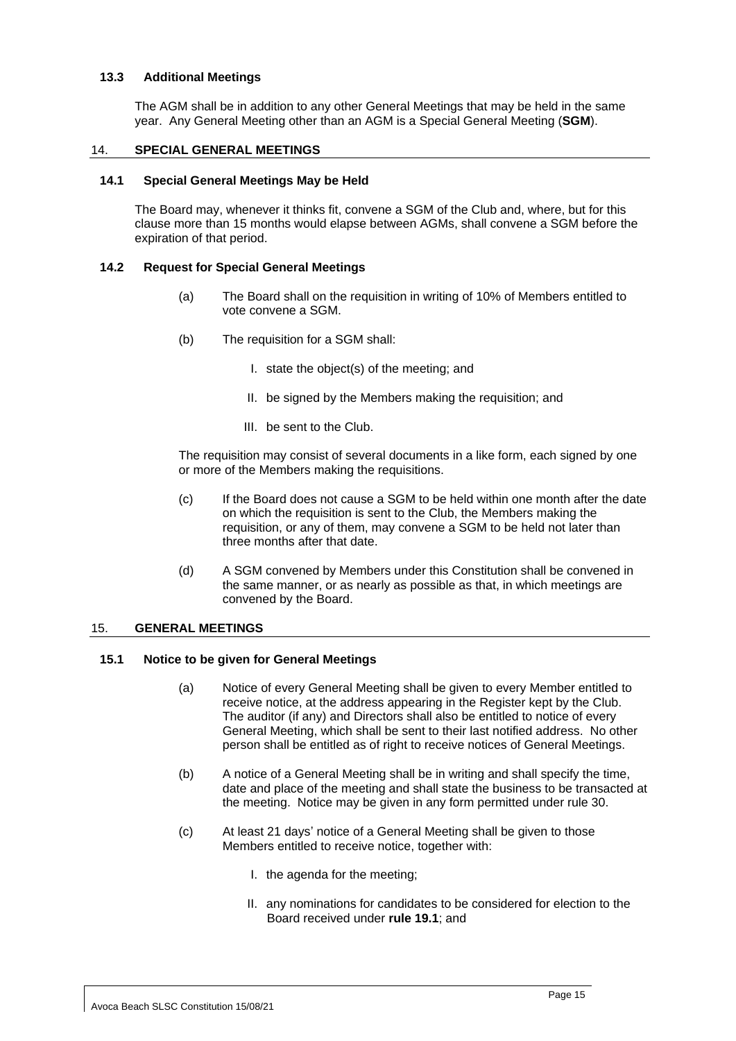### 13.3 Additional Meetings

The AGM shall be in addition to any other General Meetings that may be held in the same year. Any General Meeting other than an AGM is a Special General Meeting (**SGM**).

## 14. SPECIAL GENERAL MEETINGS

### 14.1 Special General Meetings May be Held

The Board may, whenever it thinks fit, convene a SGM of the Club and, where, but for this clause more than 15 months would elapse between AGMs, shall convene a SGM before the expiration of that period.

### 14.2 Request for Special General Meetings

(a) The Board shall on the requisition in writing of 10% of Members entitled to vote convene a SGM.

(b) The requisition for a SGM shall:

I. state the object(s) of the meeting; and

II. be signed by the Members making the requisition; and

III. be sent to the Club.

The requisition may consist of several documents in a like form, each signed by one or more of the Members making the requisitions.

(c) If the Board does not cause a SGM to be held within one month after the date on which the requisition is sent to the Club, the Members making the requisition, or any of them, may convene a SGM to be held not later than three months after that date.

(d) A SGM convened by Members under this Constitution shall be convened in the same manner, or as nearly as possible as that, in which meetings are convened by the Board.

## 15. GENERAL MEETINGS

### 15.1 Notice to be given for General Meetings

(a) Notice of every General Meeting shall be given to every Member entitled to receive notice, at the address appearing in the Register kept by the Club. The auditor (if any) and Directors shall also be entitled to notice of every General Meeting, which shall be sent to their last notified address. No other person shall be entitled as of right to receive notices of General Meetings.

(b) A notice of a General Meeting shall be in writing and shall specify the time, date and place of the meeting and shall state the business to be transacted at the meeting. Notice may be given in any form permitted under rule 30.

(c) At least 21 days' notice of a General Meeting shall be given to those Members entitled to receive notice, together with:

I. the agenda for the meeting;

II. any nominations for candidates to be considered for election to the Board received under **rule 19.1**; and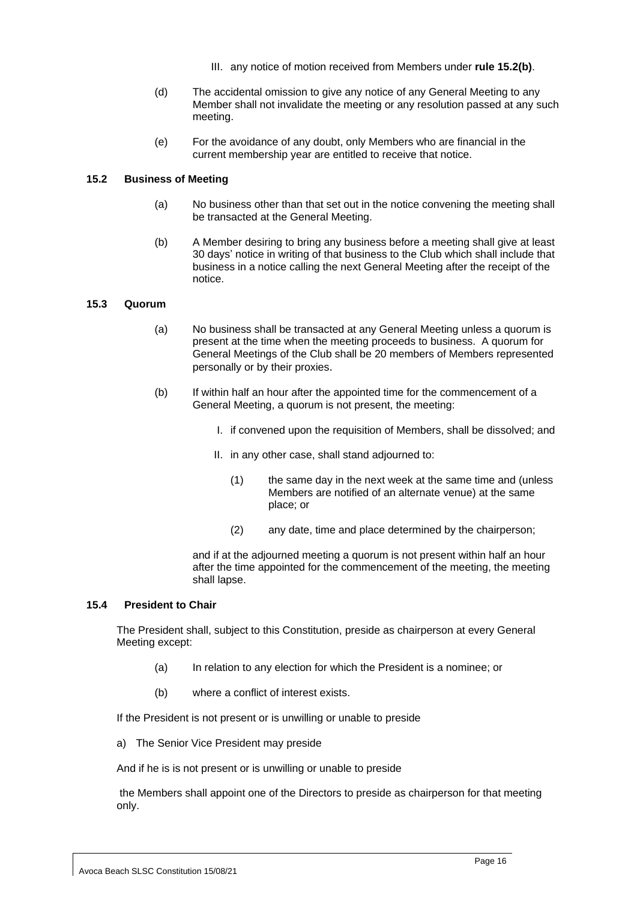III. any notice of motion received from Members under **rule 15.2(b)**.

(d) The accidental omission to give any notice of any General Meeting to any Member shall not invalidate the meeting or any resolution passed at any such meeting.

(e) For the avoidance of any doubt, only Members who are financial in the current membership year are entitled to receive that notice.

### 15.2 Business of Meeting

(a) No business other than that set out in the notice convening the meeting shall be transacted at the General Meeting.

(b) A Member desiring to bring any business before a meeting shall give at least 30 days' notice in writing of that business to the Club which shall include that business in a notice calling the next General Meeting after the receipt of the notice.

### 15.3 Quorum

(a) No business shall be transacted at any General Meeting unless a quorum is present at the time when the meeting proceeds to business. A quorum for General Meetings of the Club shall be 20 members of Members represented personally or by their proxies.

(b) If within half an hour after the appointed time for the commencement of a General Meeting, a quorum is not present, the meeting:

I. if convened upon the requisition of Members, shall be dissolved; and

II. in any other case, shall stand adjourned to:

(1) the same day in the next week at the same time and (unless Members are notified of an alternate venue) at the same place; or

(2) any date, time and place determined by the chairperson;

and if at the adjourned meeting a quorum is not present within half an hour after the time appointed for the commencement of the meeting, the meeting shall lapse.

### 15.4 President to Chair

The President shall, subject to this Constitution, preside as chairperson at every General Meeting except:

(a) In relation to any election for which the President is a nominee; or

(b) where a conflict of interest exists.

If the President is not present or is unwilling or unable to preside

a) The Senior Vice President may preside

And if he is is not present or is unwilling or unable to preside

the Members shall appoint one of the Directors to preside as chairperson for that meeting only.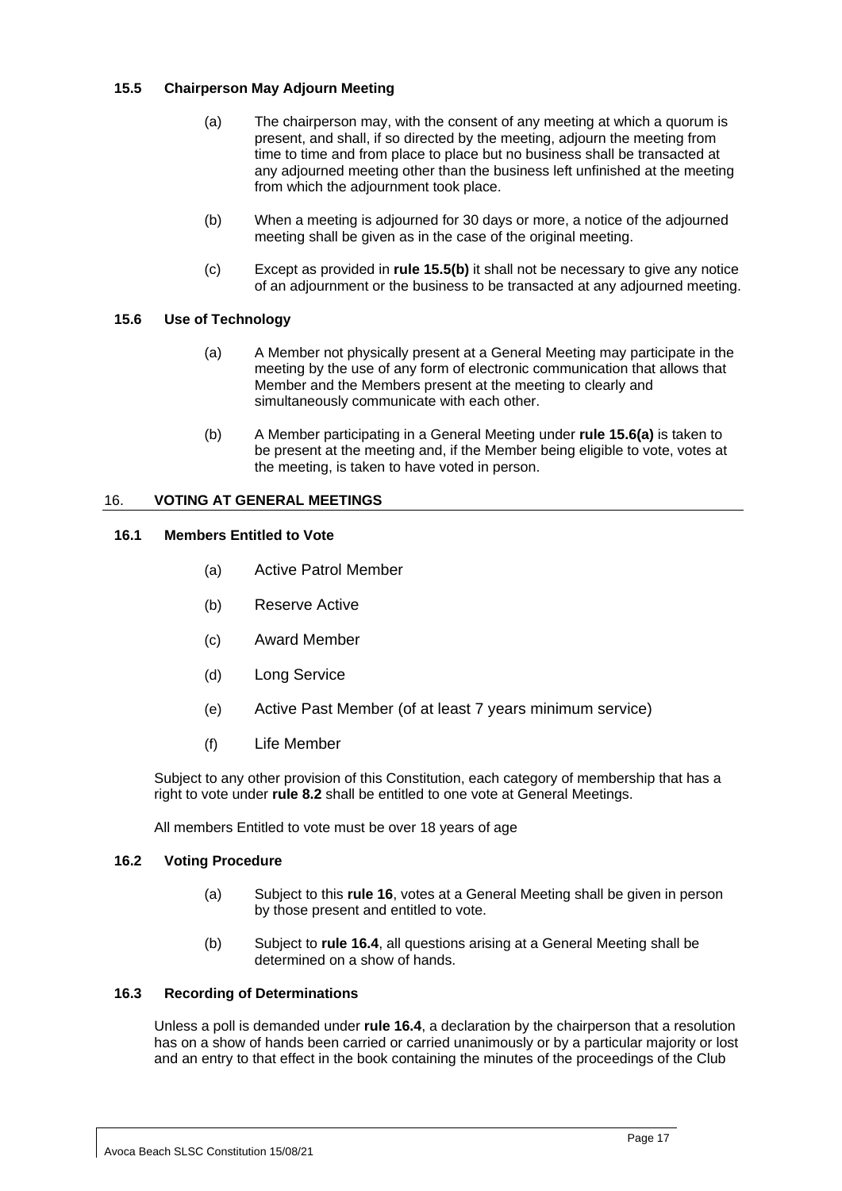### 15.5 Chairperson May Adjourn Meeting

(a) The chairperson may, with the consent of any meeting at which a quorum is present, and shall, if so directed by the meeting, adjourn the meeting from time to time and from place to place but no business shall be transacted at any adjourned meeting other than the business left unfinished at the meeting from which the adjournment took place.

(b) When a meeting is adjourned for 30 days or more, a notice of the adjourned meeting shall be given as in the case of the original meeting.

(c) Except as provided in **rule 15.5(b)** it shall not be necessary to give any notice of an adjournment or the business to be transacted at any adjourned meeting.

### 15.6 Use of Technology

(a) A Member not physically present at a General Meeting may participate in the meeting by the use of any form of electronic communication that allows that Member and the Members present at the meeting to clearly and simultaneously communicate with each other.

(b) A Member participating in a General Meeting under **rule 15.6(a)** is taken to be present at the meeting and, if the Member being eligible to vote, votes at the meeting, is taken to have voted in person.

## 16. VOTING AT GENERAL MEETINGS

### 16.1 Members Entitled to Vote

(a) Active Patrol Member

(b) Reserve Active

(c) Award Member

(d) Long Service

(e) Active Past Member (of at least 7 years minimum service)

(f) Life Member

Subject to any other provision of this Constitution, each category of membership that has a right to vote under **rule 8.2** shall be entitled to one vote at General Meetings.

All members Entitled to vote must be over 18 years of age

### 16.2 Voting Procedure

(a) Subject to this **rule 16**, votes at a General Meeting shall be given in person by those present and entitled to vote.

(b) Subject to **rule 16.4**, all questions arising at a General Meeting shall be determined on a show of hands.

### 16.3 Recording of Determinations

Unless a poll is demanded under **rule 16.4**, a declaration by the chairperson that a resolution has on a show of hands been carried or carried unanimously or by a particular majority or lost and an entry to that effect in the book containing the minutes of the proceedings of the Club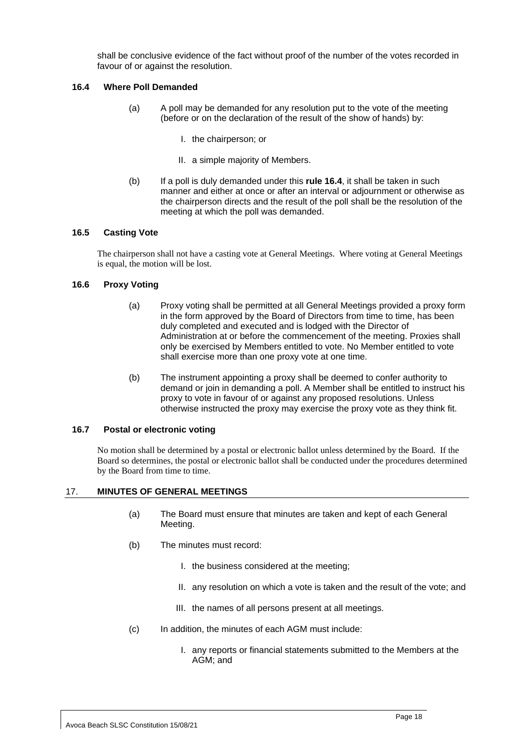shall be conclusive evidence of the fact without proof of the number of the votes recorded in favour of or against the resolution.

### 16.4 Where Poll Demanded

(a) A poll may be demanded for any resolution put to the vote of the meeting (before or on the declaration of the result of the show of hands) by:

I. the chairperson; or

II. a simple majority of Members.

(b) If a poll is duly demanded under this **rule 16.4**, it shall be taken in such manner and either at once or after an interval or adjournment or otherwise as the chairperson directs and the result of the poll shall be the resolution of the meeting at which the poll was demanded.

### 16.5 Casting Vote

The chairperson shall not have a casting vote at General Meetings. Where voting at General Meetings is equal, the motion will be lost.

### 16.6 Proxy Voting

(a) Proxy voting shall be permitted at all General Meetings provided a proxy form in the form approved by the Board of Directors from time to time, has been duly completed and executed and is lodged with the Director of Administration at or before the commencement of the meeting. Proxies shall only be exercised by Members entitled to vote. No Member entitled to vote shall exercise more than one proxy vote at one time.

(b) The instrument appointing a proxy shall be deemed to confer authority to demand or join in demanding a poll. A Member shall be entitled to instruct his proxy to vote in favour of or against any proposed resolutions. Unless otherwise instructed the proxy may exercise the proxy vote as they think fit.

### 16.7 Postal or electronic voting

No motion shall be determined by a postal or electronic ballot unless determined by the Board. If the Board so determines, the postal or electronic ballot shall be conducted under the procedures determined by the Board from time to time.

## 17. MINUTES OF GENERAL MEETINGS

(a) The Board must ensure that minutes are taken and kept of each General Meeting.

(b) The minutes must record:

I. the business considered at the meeting;

II. any resolution on which a vote is taken and the result of the vote; and

III. the names of all persons present at all meetings.

(c) In addition, the minutes of each AGM must include:

I. any reports or financial statements submitted to the Members at the AGM; and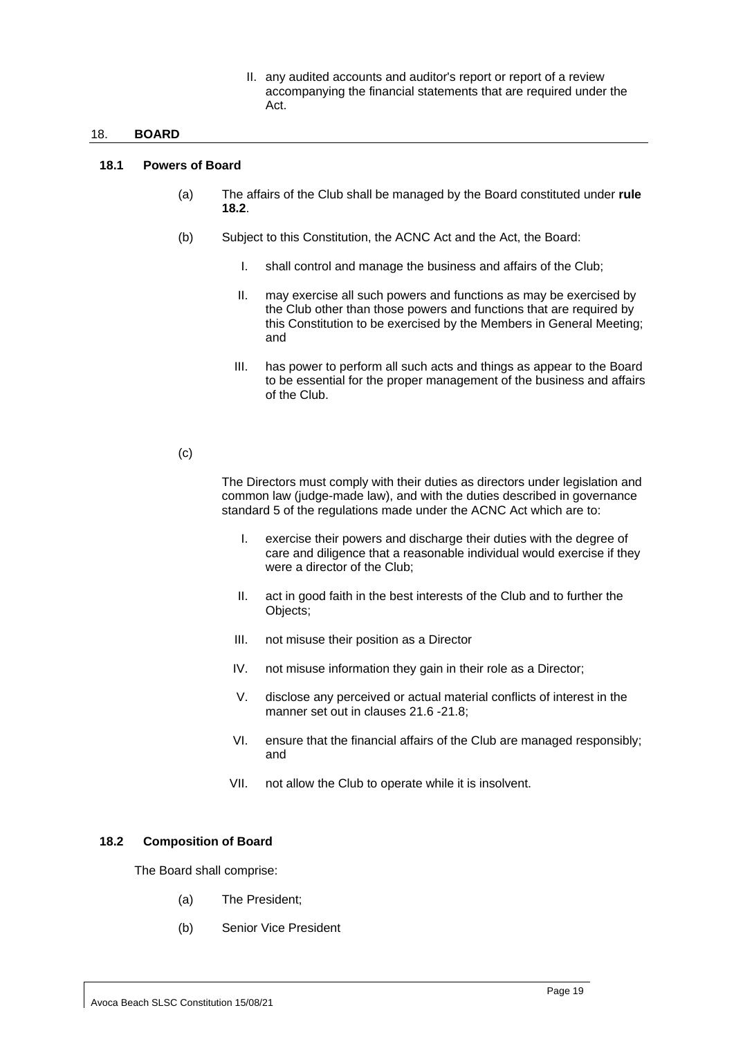II. any audited accounts and auditor's report or report of a review accompanying the financial statements that are required under the Act.

## 18. BOARD

### 18.1 Powers of Board

(a) The affairs of the Club shall be managed by the Board constituted under **rule 18.2**.

(b) Subject to this Constitution, the ACNC Act and the Act, the Board:

I. shall control and manage the business and affairs of the Club;

II. may exercise all such powers and functions as may be exercised by the Club other than those powers and functions that are required by this Constitution to be exercised by the Members in General Meeting; and

III. has power to perform all such acts and things as appear to the Board to be essential for the proper management of the business and affairs of the Club.

(c)

The Directors must comply with their duties as directors under legislation and common law (judge-made law), and with the duties described in governance standard 5 of the regulations made under the ACNC Act which are to:

I. exercise their powers and discharge their duties with the degree of care and diligence that a reasonable individual would exercise if they were a director of the Club;

II. act in good faith in the best interests of the Club and to further the Objects;

III. not misuse their position as a Director

IV. not misuse information they gain in their role as a Director;

V. disclose any perceived or actual material conflicts of interest in the manner set out in clauses 21.6 -21.8;

VI. ensure that the financial affairs of the Club are managed responsibly; and

VII. not allow the Club to operate while it is insolvent.

### 18.2 Composition of Board

The Board shall comprise:

(a) The President;

(b) Senior Vice President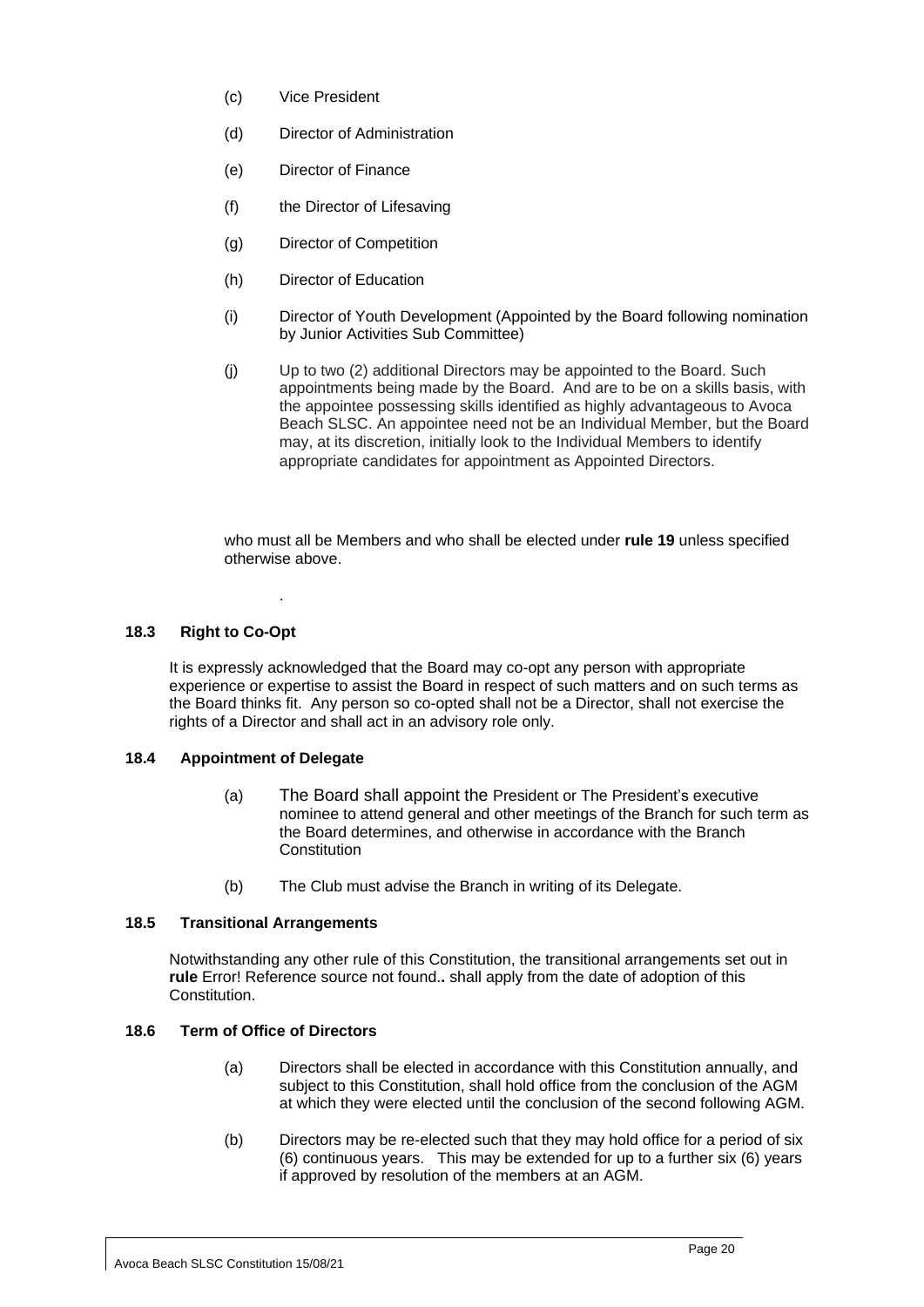(c) Vice President

(d) Director of Administration

(e) Director of Finance

(f) the Director of Lifesaving

(g) Director of Competition

(h) Director of Education

(i) Director of Youth Development (Appointed by the Board following nomination by Junior Activities Sub Committee)

(j) Up to two (2) additional Directors may be appointed to the Board. Such appointments being made by the Board. And are to be on a skills basis, with the appointee possessing skills identified as highly advantageous to Avoca Beach SLSC. An appointee need not be an Individual Member, but the Board may, at its discretion, initially look to the Individual Members to identify appropriate candidates for appointment as Appointed Directors.

who must all be Members and who shall be elected under **rule 19** unless specified otherwise above.

.

### 18.3 Right to Co-Opt

It is expressly acknowledged that the Board may co-opt any person with appropriate experience or expertise to assist the Board in respect of such matters and on such terms as the Board thinks fit. Any person so co-opted shall not be a Director, shall not exercise the rights of a Director and shall act in an advisory role only.

### 18.4 Appointment of Delegate

(a) The Board shall appoint the President or The President's executive nominee to attend general and other meetings of the Branch for such term as the Board determines, and otherwise in accordance with the Branch Constitution

(b) The Club must advise the Branch in writing of its Delegate.

### 18.5 Transitional Arrangements

Notwithstanding any other rule of this Constitution, the transitional arrangements set out in **rule** Error! Reference source not found.**.** shall apply from the date of adoption of this Constitution.

### 18.6 Term of Office of Directors

(a) Directors shall be elected in accordance with this Constitution annually, and subject to this Constitution, shall hold office from the conclusion of the AGM at which they were elected until the conclusion of the second following AGM.

(b) Directors may be re-elected such that they may hold office for a period of six (6) continuous years. This may be extended for up to a further six (6) years if approved by resolution of the members at an AGM.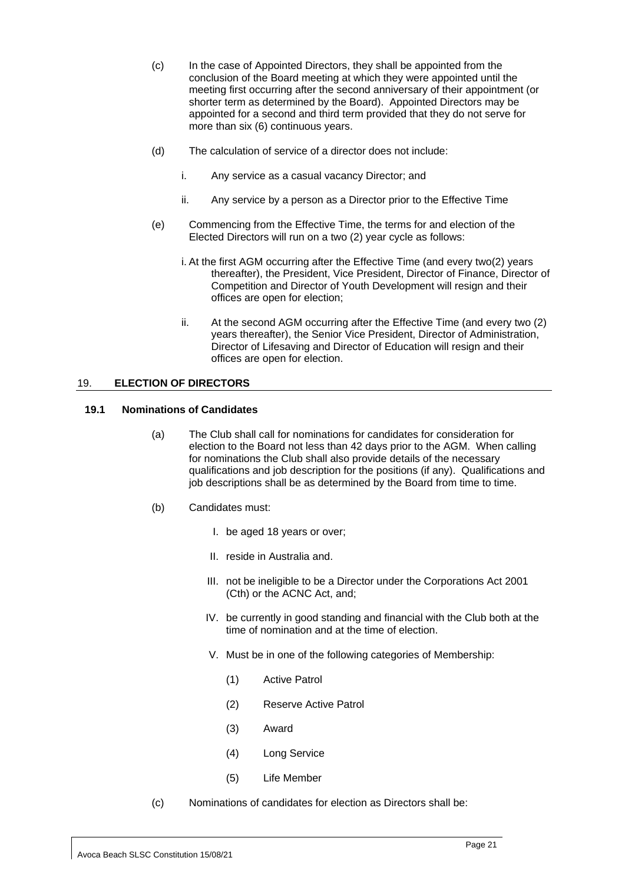(c) In the case of Appointed Directors, they shall be appointed from the conclusion of the Board meeting at which they were appointed until the meeting first occurring after the second anniversary of their appointment (or shorter term as determined by the Board). Appointed Directors may be appointed for a second and third term provided that they do not serve for more than six (6) continuous years.

(d) The calculation of service of a director does not include:

   i. Any service as a casual vacancy Director; and

   ii. Any service by a person as a Director prior to the Effective Time

(e) Commencing from the Effective Time, the terms for and election of the Elected Directors will run on a two (2) year cycle as follows:

   i. At the first AGM occurring after the Effective Time (and every two(2) years thereafter), the President, Vice President, Director of Finance, Director of Competition and Director of Youth Development will resign and their offices are open for election;

   ii. At the second AGM occurring after the Effective Time (and every two (2) years thereafter), the Senior Vice President, Director of Administration, Director of Lifesaving and Director of Education will resign and their offices are open for election.

## 19. ELECTION OF DIRECTORS

### 19.1 Nominations of Candidates

(a) The Club shall call for nominations for candidates for consideration for election to the Board not less than 42 days prior to the AGM. When calling for nominations the Club shall also provide details of the necessary qualifications and job description for the positions (if any). Qualifications and job descriptions shall be as determined by the Board from time to time.

(b) Candidates must:

   I. be aged 18 years or over;

   II. reside in Australia and.

   III. not be ineligible to be a Director under the Corporations Act 2001 (Cth) or the ACNC Act, and;

   IV. be currently in good standing and financial with the Club both at the time of nomination and at the time of election.

   V. Must be in one of the following categories of Membership:

      (1) Active Patrol

      (2) Reserve Active Patrol

      (3) Award

      (4) Long Service

      (5) Life Member

(c) Nominations of candidates for election as Directors shall be: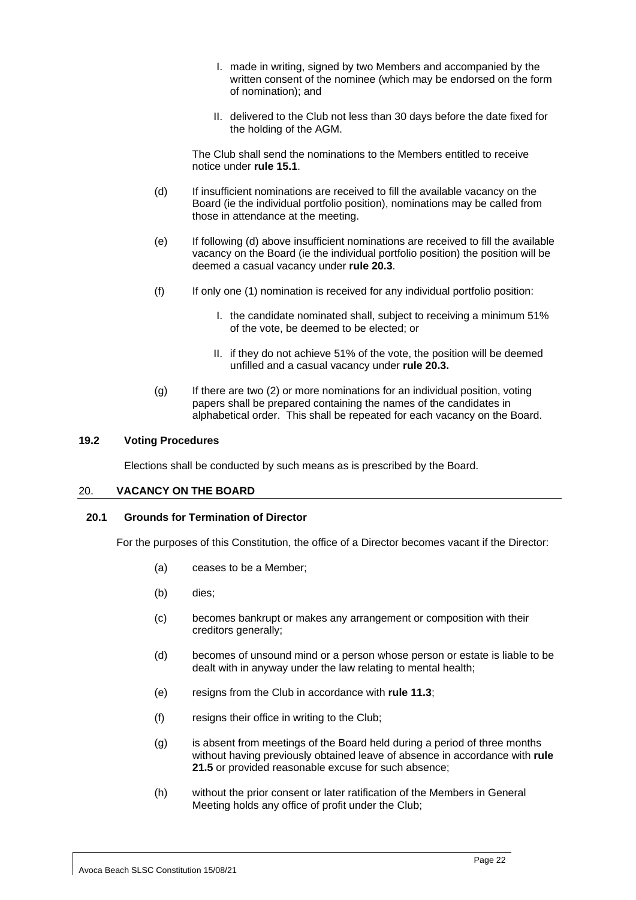I. made in writing, signed by two Members and accompanied by the written consent of the nominee (which may be endorsed on the form of nomination); and

II. delivered to the Club not less than 30 days before the date fixed for the holding of the AGM.

The Club shall send the nominations to the Members entitled to receive notice under **rule 15.1**.

(d) If insufficient nominations are received to fill the available vacancy on the Board (ie the individual portfolio position), nominations may be called from those in attendance at the meeting.

(e) If following (d) above insufficient nominations are received to fill the available vacancy on the Board (ie the individual portfolio position) the position will be deemed a casual vacancy under **rule 20.3**.

(f) If only one (1) nomination is received for any individual portfolio position:

I. the candidate nominated shall, subject to receiving a minimum 51% of the vote, be deemed to be elected; or

II. if they do not achieve 51% of the vote, the position will be deemed unfilled and a casual vacancy under **rule 20.3.**

(g) If there are two (2) or more nominations for an individual position, voting papers shall be prepared containing the names of the candidates in alphabetical order. This shall be repeated for each vacancy on the Board.

### 19.2 Voting Procedures

Elections shall be conducted by such means as is prescribed by the Board.

## 20. VACANCY ON THE BOARD

### 20.1 Grounds for Termination of Director

For the purposes of this Constitution, the office of a Director becomes vacant if the Director:

(a) ceases to be a Member;

(b) dies;

(c) becomes bankrupt or makes any arrangement or composition with their creditors generally;

(d) becomes of unsound mind or a person whose person or estate is liable to be dealt with in anyway under the law relating to mental health;

(e) resigns from the Club in accordance with **rule 11.3**;

(f) resigns their office in writing to the Club;

(g) is absent from meetings of the Board held during a period of three months without having previously obtained leave of absence in accordance with **rule 21.5** or provided reasonable excuse for such absence;

(h) without the prior consent or later ratification of the Members in General Meeting holds any office of profit under the Club;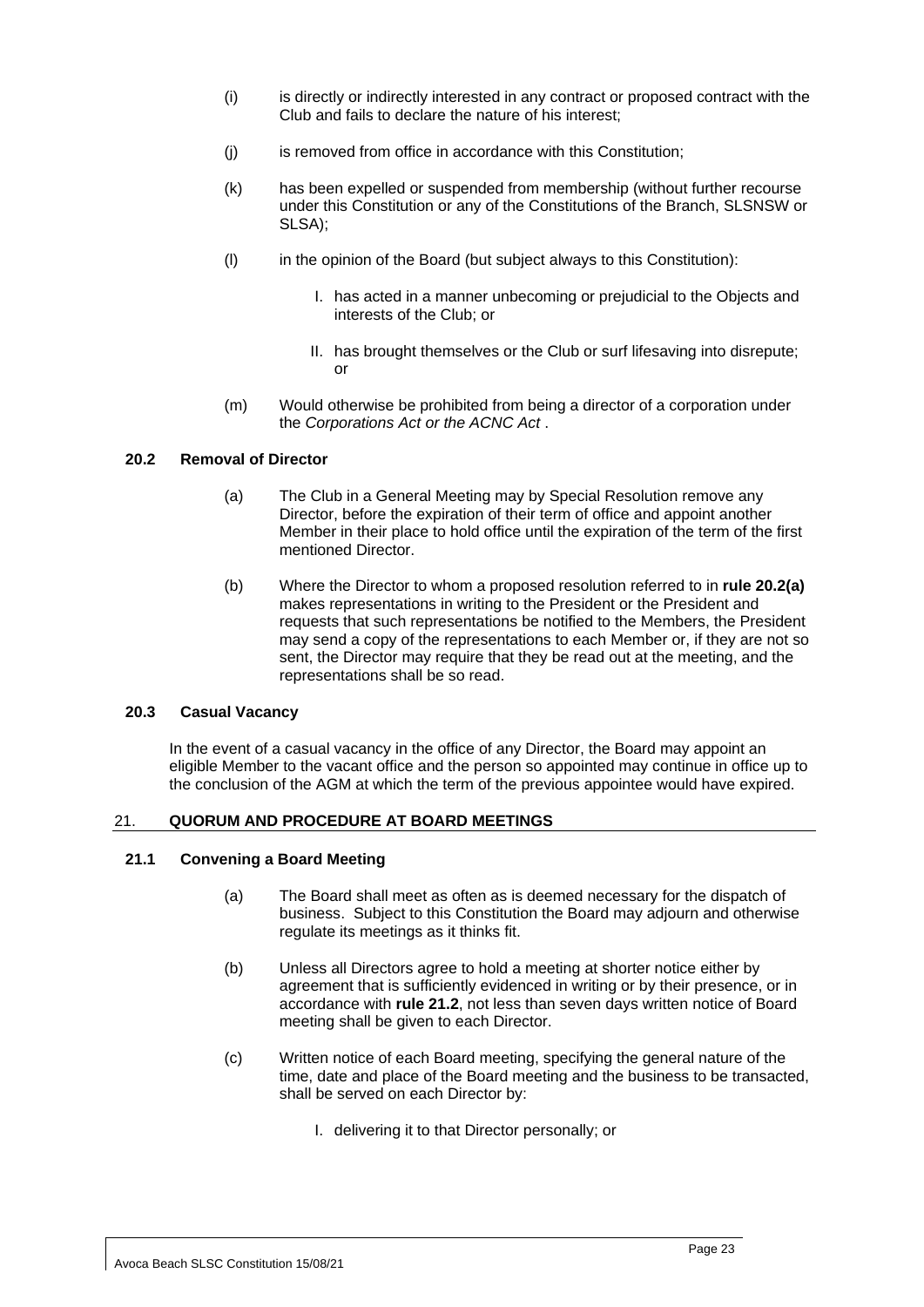(i) is directly or indirectly interested in any contract or proposed contract with the Club and fails to declare the nature of his interest;

(j) is removed from office in accordance with this Constitution;

(k) has been expelled or suspended from membership (without further recourse under this Constitution or any of the Constitutions of the Branch, SLSNSW or SLSA);

(l) in the opinion of the Board (but subject always to this Constitution):

I. has acted in a manner unbecoming or prejudicial to the Objects and interests of the Club; or

II. has brought themselves or the Club or surf lifesaving into disrepute; or

(m) Would otherwise be prohibited from being a director of a corporation under the *Corporations Act or the ACNC Act* .

### 20.2 Removal of Director

(a) The Club in a General Meeting may by Special Resolution remove any Director, before the expiration of their term of office and appoint another Member in their place to hold office until the expiration of the term of the first mentioned Director.

(b) Where the Director to whom a proposed resolution referred to in **rule 20.2(a)** makes representations in writing to the President or the President and requests that such representations be notified to the Members, the President may send a copy of the representations to each Member or, if they are not so sent, the Director may require that they be read out at the meeting, and the representations shall be so read.

### 20.3 Casual Vacancy

In the event of a casual vacancy in the office of any Director, the Board may appoint an eligible Member to the vacant office and the person so appointed may continue in office up to the conclusion of the AGM at which the term of the previous appointee would have expired.

## 21. QUORUM AND PROCEDURE AT BOARD MEETINGS

### 21.1 Convening a Board Meeting

(a) The Board shall meet as often as is deemed necessary for the dispatch of business. Subject to this Constitution the Board may adjourn and otherwise regulate its meetings as it thinks fit.

(b) Unless all Directors agree to hold a meeting at shorter notice either by agreement that is sufficiently evidenced in writing or by their presence, or in accordance with **rule 21.2**, not less than seven days written notice of Board meeting shall be given to each Director.

(c) Written notice of each Board meeting, specifying the general nature of the time, date and place of the Board meeting and the business to be transacted, shall be served on each Director by:

I. delivering it to that Director personally; or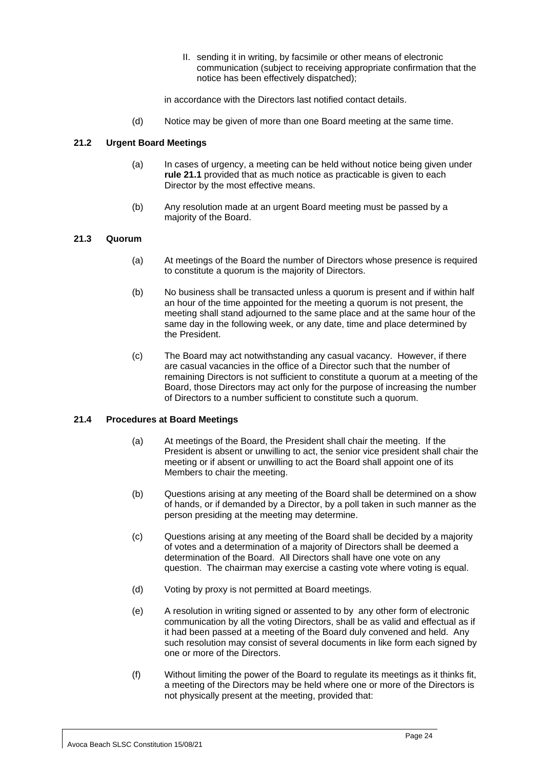II. sending it in writing, by facsimile or other means of electronic communication (subject to receiving appropriate confirmation that the notice has been effectively dispatched);

in accordance with the Directors last notified contact details.

(d) Notice may be given of more than one Board meeting at the same time.

### 21.2 Urgent Board Meetings

(a) In cases of urgency, a meeting can be held without notice being given under **rule 21.1** provided that as much notice as practicable is given to each Director by the most effective means.

(b) Any resolution made at an urgent Board meeting must be passed by a majority of the Board.

### 21.3 Quorum

(a) At meetings of the Board the number of Directors whose presence is required to constitute a quorum is the majority of Directors.

(b) No business shall be transacted unless a quorum is present and if within half an hour of the time appointed for the meeting a quorum is not present, the meeting shall stand adjourned to the same place and at the same hour of the same day in the following week, or any date, time and place determined by the President.

(c) The Board may act notwithstanding any casual vacancy. However, if there are casual vacancies in the office of a Director such that the number of remaining Directors is not sufficient to constitute a quorum at a meeting of the Board, those Directors may act only for the purpose of increasing the number of Directors to a number sufficient to constitute such a quorum.

### 21.4 Procedures at Board Meetings

(a) At meetings of the Board, the President shall chair the meeting. If the President is absent or unwilling to act, the senior vice president shall chair the meeting or if absent or unwilling to act the Board shall appoint one of its Members to chair the meeting.

(b) Questions arising at any meeting of the Board shall be determined on a show of hands, or if demanded by a Director, by a poll taken in such manner as the person presiding at the meeting may determine.

(c) Questions arising at any meeting of the Board shall be decided by a majority of votes and a determination of a majority of Directors shall be deemed a determination of the Board. All Directors shall have one vote on any question. The chairman may exercise a casting vote where voting is equal.

(d) Voting by proxy is not permitted at Board meetings.

(e) A resolution in writing signed or assented to by any other form of electronic communication by all the voting Directors, shall be as valid and effectual as if it had been passed at a meeting of the Board duly convened and held. Any such resolution may consist of several documents in like form each signed by one or more of the Directors.

(f) Without limiting the power of the Board to regulate its meetings as it thinks fit, a meeting of the Directors may be held where one or more of the Directors is not physically present at the meeting, provided that: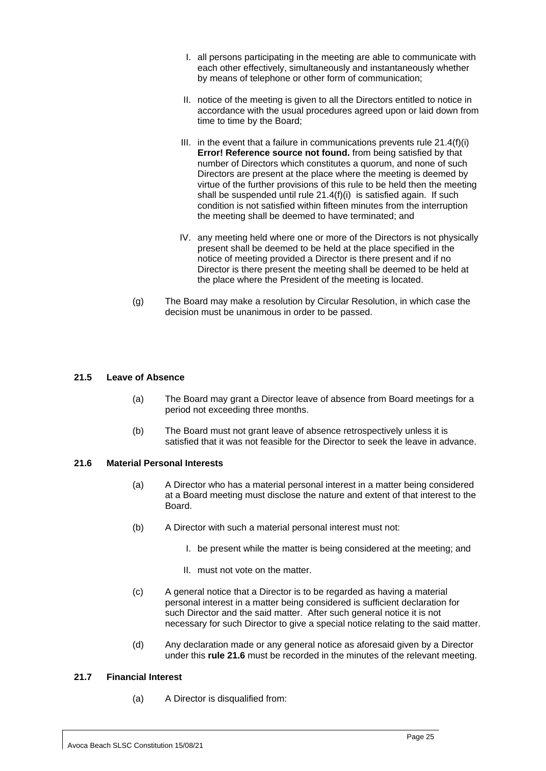I. all persons participating in the meeting are able to communicate with each other effectively, simultaneously and instantaneously whether by means of telephone or other form of communication;

II. notice of the meeting is given to all the Directors entitled to notice in accordance with the usual procedures agreed upon or laid down from time to time by the Board;

III. in the event that a failure in communications prevents rule 21.4(f)(i) **Error! Reference source not found.** from being satisfied by that number of Directors which constitutes a quorum, and none of such Directors are present at the place where the meeting is deemed by virtue of the further provisions of this rule to be held then the meeting shall be suspended until rule 21.4(f)(i) is satisfied again. If such condition is not satisfied within fifteen minutes from the interruption the meeting shall be deemed to have terminated; and

IV. any meeting held where one or more of the Directors is not physically present shall be deemed to be held at the place specified in the notice of meeting provided a Director is there present and if no Director is there present the meeting shall be deemed to be held at the place where the President of the meeting is located.

(g) The Board may make a resolution by Circular Resolution, in which case the decision must be unanimous in order to be passed.

**21.5 Leave of Absence**

(a) The Board may grant a Director leave of absence from Board meetings for a period not exceeding three months.

(b) The Board must not grant leave of absence retrospectively unless it is satisfied that it was not feasible for the Director to seek the leave in advance.

**21.6 Material Personal Interests**

(a) A Director who has a material personal interest in a matter being considered at a Board meeting must disclose the nature and extent of that interest to the Board.

(b) A Director with such a material personal interest must not:

I. be present while the matter is being considered at the meeting; and

II. must not vote on the matter.

(c) A general notice that a Director is to be regarded as having a material personal interest in a matter being considered is sufficient declaration for such Director and the said matter. After such general notice it is not necessary for such Director to give a special notice relating to the said matter.

(d) Any declaration made or any general notice as aforesaid given by a Director under this **rule 21.6** must be recorded in the minutes of the relevant meeting.

**21.7 Financial Interest**

(a) A Director is disqualified from: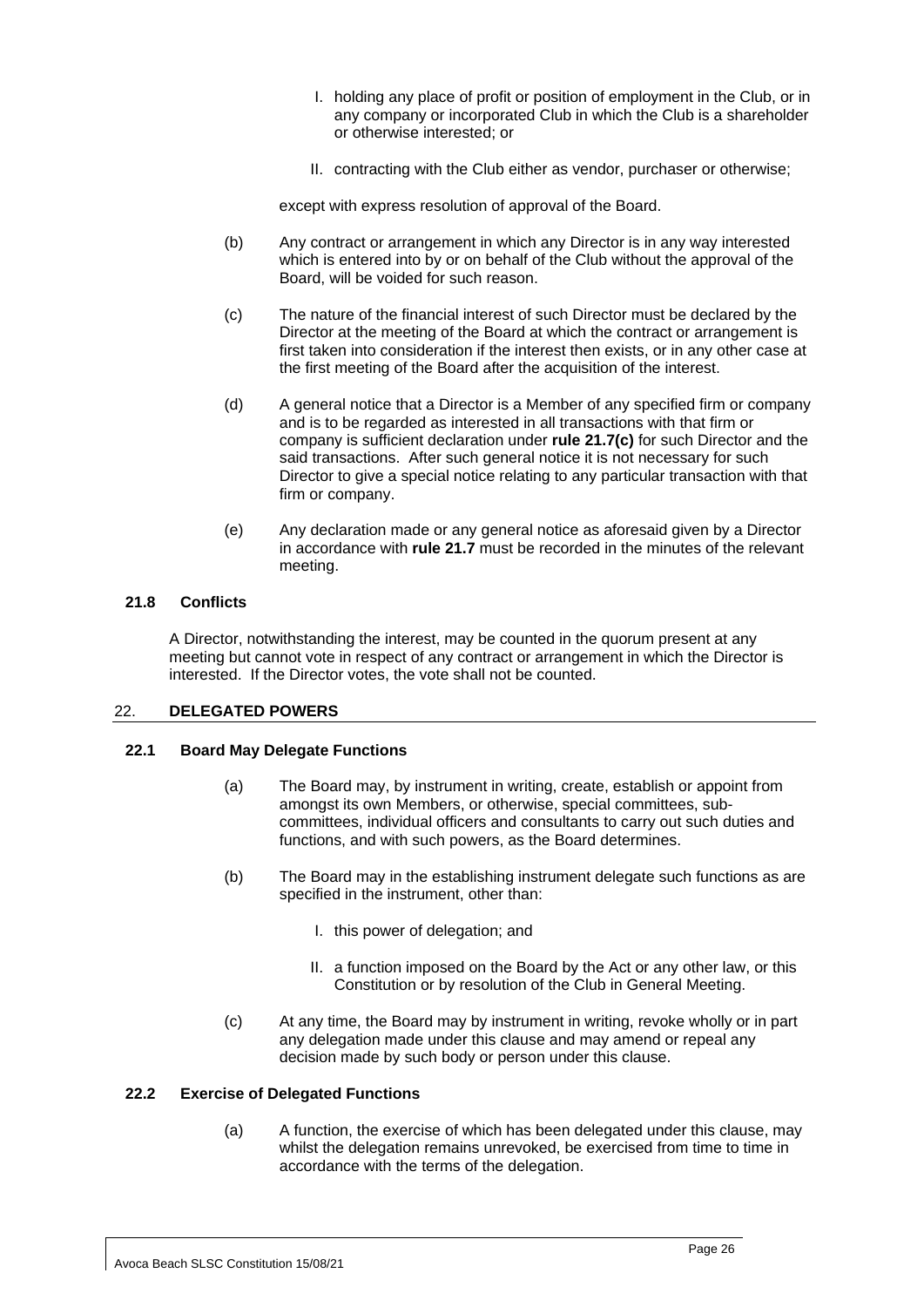I. holding any place of profit or position of employment in the Club, or in any company or incorporated Club in which the Club is a shareholder or otherwise interested; or

II. contracting with the Club either as vendor, purchaser or otherwise;

except with express resolution of approval of the Board.

(b) Any contract or arrangement in which any Director is in any way interested which is entered into by or on behalf of the Club without the approval of the Board, will be voided for such reason.

(c) The nature of the financial interest of such Director must be declared by the Director at the meeting of the Board at which the contract or arrangement is first taken into consideration if the interest then exists, or in any other case at the first meeting of the Board after the acquisition of the interest.

(d) A general notice that a Director is a Member of any specified firm or company and is to be regarded as interested in all transactions with that firm or company is sufficient declaration under **rule 21.7(c)** for such Director and the said transactions. After such general notice it is not necessary for such Director to give a special notice relating to any particular transaction with that firm or company.

(e) Any declaration made or any general notice as aforesaid given by a Director in accordance with **rule 21.7** must be recorded in the minutes of the relevant meeting.

### 21.8 Conflicts

A Director, notwithstanding the interest, may be counted in the quorum present at any meeting but cannot vote in respect of any contract or arrangement in which the Director is interested. If the Director votes, the vote shall not be counted.

## 22. DELEGATED POWERS

### 22.1 Board May Delegate Functions

(a) The Board may, by instrument in writing, create, establish or appoint from amongst its own Members, or otherwise, special committees, sub-committees, individual officers and consultants to carry out such duties and functions, and with such powers, as the Board determines.

(b) The Board may in the establishing instrument delegate such functions as are specified in the instrument, other than:

I. this power of delegation; and

II. a function imposed on the Board by the Act or any other law, or this Constitution or by resolution of the Club in General Meeting.

(c) At any time, the Board may by instrument in writing, revoke wholly or in part any delegation made under this clause and may amend or repeal any decision made by such body or person under this clause.

### 22.2 Exercise of Delegated Functions

(a) A function, the exercise of which has been delegated under this clause, may whilst the delegation remains unrevoked, be exercised from time to time in accordance with the terms of the delegation.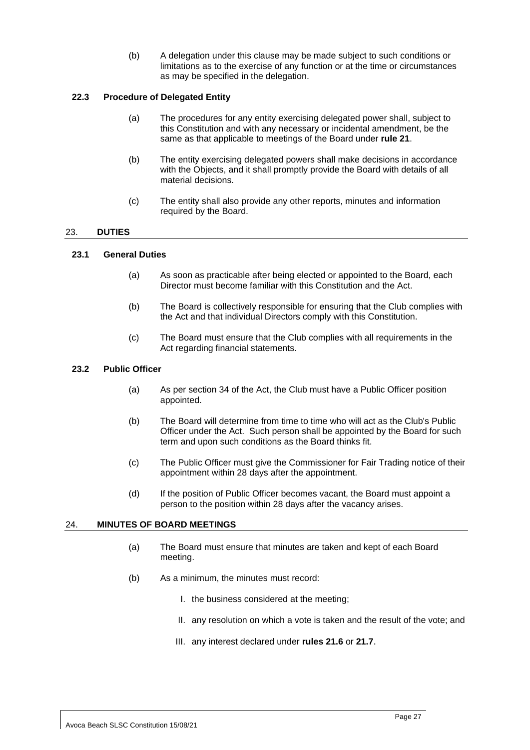(b) A delegation under this clause may be made subject to such conditions or limitations as to the exercise of any function or at the time or circumstances as may be specified in the delegation.

### 22.3 Procedure of Delegated Entity

(a) The procedures for any entity exercising delegated power shall, subject to this Constitution and with any necessary or incidental amendment, be the same as that applicable to meetings of the Board under **rule 21**.

(b) The entity exercising delegated powers shall make decisions in accordance with the Objects, and it shall promptly provide the Board with details of all material decisions.

(c) The entity shall also provide any other reports, minutes and information required by the Board.

## 23. DUTIES

### 23.1 General Duties

(a) As soon as practicable after being elected or appointed to the Board, each Director must become familiar with this Constitution and the Act.

(b) The Board is collectively responsible for ensuring that the Club complies with the Act and that individual Directors comply with this Constitution.

(c) The Board must ensure that the Club complies with all requirements in the Act regarding financial statements.

### 23.2 Public Officer

(a) As per section 34 of the Act, the Club must have a Public Officer position appointed.

(b) The Board will determine from time to time who will act as the Club's Public Officer under the Act. Such person shall be appointed by the Board for such term and upon such conditions as the Board thinks fit.

(c) The Public Officer must give the Commissioner for Fair Trading notice of their appointment within 28 days after the appointment.

(d) If the position of Public Officer becomes vacant, the Board must appoint a person to the position within 28 days after the vacancy arises.

## 24. MINUTES OF BOARD MEETINGS

(a) The Board must ensure that minutes are taken and kept of each Board meeting.

(b) As a minimum, the minutes must record:

I. the business considered at the meeting;

II. any resolution on which a vote is taken and the result of the vote; and

III. any interest declared under **rules 21.6** or **21.7**.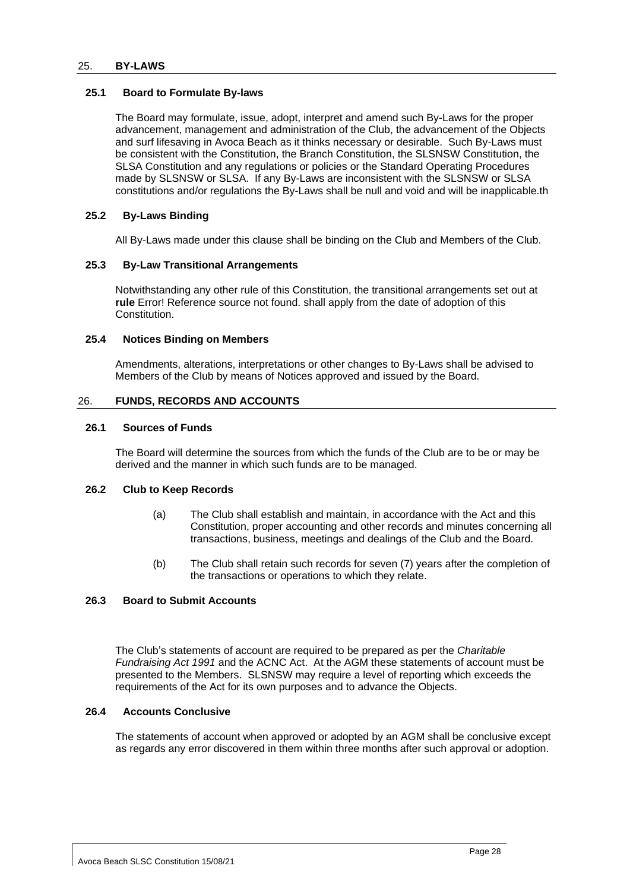## 25. BY-LAWS

### 25.1 Board to Formulate By-laws

The Board may formulate, issue, adopt, interpret and amend such By-Laws for the proper advancement, management and administration of the Club, the advancement of the Objects and surf lifesaving in Avoca Beach as it thinks necessary or desirable. Such By-Laws must be consistent with the Constitution, the Branch Constitution, the SLSNSW Constitution, the SLSA Constitution and any regulations or policies or the Standard Operating Procedures made by SLSNSW or SLSA. If any By-Laws are inconsistent with the SLSNSW or SLSA constitutions and/or regulations the By-Laws shall be null and void and will be inapplicable.th

### 25.2 By-Laws Binding

All By-Laws made under this clause shall be binding on the Club and Members of the Club.

### 25.3 By-Law Transitional Arrangements

Notwithstanding any other rule of this Constitution, the transitional arrangements set out at **rule** Error! Reference source not found. shall apply from the date of adoption of this Constitution.

### 25.4 Notices Binding on Members

Amendments, alterations, interpretations or other changes to By-Laws shall be advised to Members of the Club by means of Notices approved and issued by the Board.

## 26. FUNDS, RECORDS AND ACCOUNTS

### 26.1 Sources of Funds

The Board will determine the sources from which the funds of the Club are to be or may be derived and the manner in which such funds are to be managed.

### 26.2 Club to Keep Records

(a) The Club shall establish and maintain, in accordance with the Act and this Constitution, proper accounting and other records and minutes concerning all transactions, business, meetings and dealings of the Club and the Board.

(b) The Club shall retain such records for seven (7) years after the completion of the transactions or operations to which they relate.

### 26.3 Board to Submit Accounts

The Club's statements of account are required to be prepared as per the *Charitable Fundraising Act 1991* and the ACNC Act. At the AGM these statements of account must be presented to the Members. SLSNSW may require a level of reporting which exceeds the requirements of the Act for its own purposes and to advance the Objects.

### 26.4 Accounts Conclusive

The statements of account when approved or adopted by an AGM shall be conclusive except as regards any error discovered in them within three months after such approval or adoption.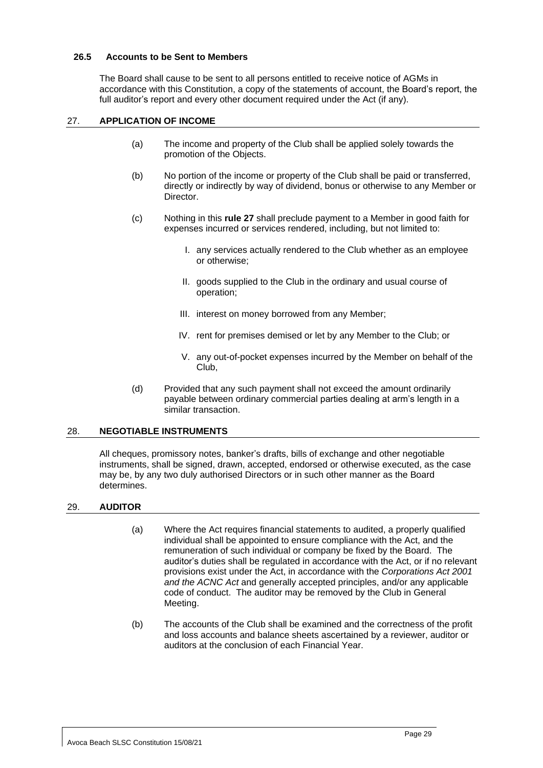### 26.5 Accounts to be Sent to Members

The Board shall cause to be sent to all persons entitled to receive notice of AGMs in accordance with this Constitution, a copy of the statements of account, the Board's report, the full auditor's report and every other document required under the Act (if any).

## 27. APPLICATION OF INCOME

(a) The income and property of the Club shall be applied solely towards the promotion of the Objects.

(b) No portion of the income or property of the Club shall be paid or transferred, directly or indirectly by way of dividend, bonus or otherwise to any Member or Director.

(c) Nothing in this **rule 27** shall preclude payment to a Member in good faith for expenses incurred or services rendered, including, but not limited to:

I. any services actually rendered to the Club whether as an employee or otherwise;

II. goods supplied to the Club in the ordinary and usual course of operation;

III. interest on money borrowed from any Member;

IV. rent for premises demised or let by any Member to the Club; or

V. any out-of-pocket expenses incurred by the Member on behalf of the Club,

(d) Provided that any such payment shall not exceed the amount ordinarily payable between ordinary commercial parties dealing at arm's length in a similar transaction.

## 28. NEGOTIABLE INSTRUMENTS

All cheques, promissory notes, banker's drafts, bills of exchange and other negotiable instruments, shall be signed, drawn, accepted, endorsed or otherwise executed, as the case may be, by any two duly authorised Directors or in such other manner as the Board determines.

## 29. AUDITOR

(a) Where the Act requires financial statements to audited, a properly qualified individual shall be appointed to ensure compliance with the Act, and the remuneration of such individual or company be fixed by the Board. The auditor's duties shall be regulated in accordance with the Act, or if no relevant provisions exist under the Act, in accordance with the *Corporations Act 2001 and the ACNC Act* and generally accepted principles, and/or any applicable code of conduct. The auditor may be removed by the Club in General Meeting.

(b) The accounts of the Club shall be examined and the correctness of the profit and loss accounts and balance sheets ascertained by a reviewer, auditor or auditors at the conclusion of each Financial Year.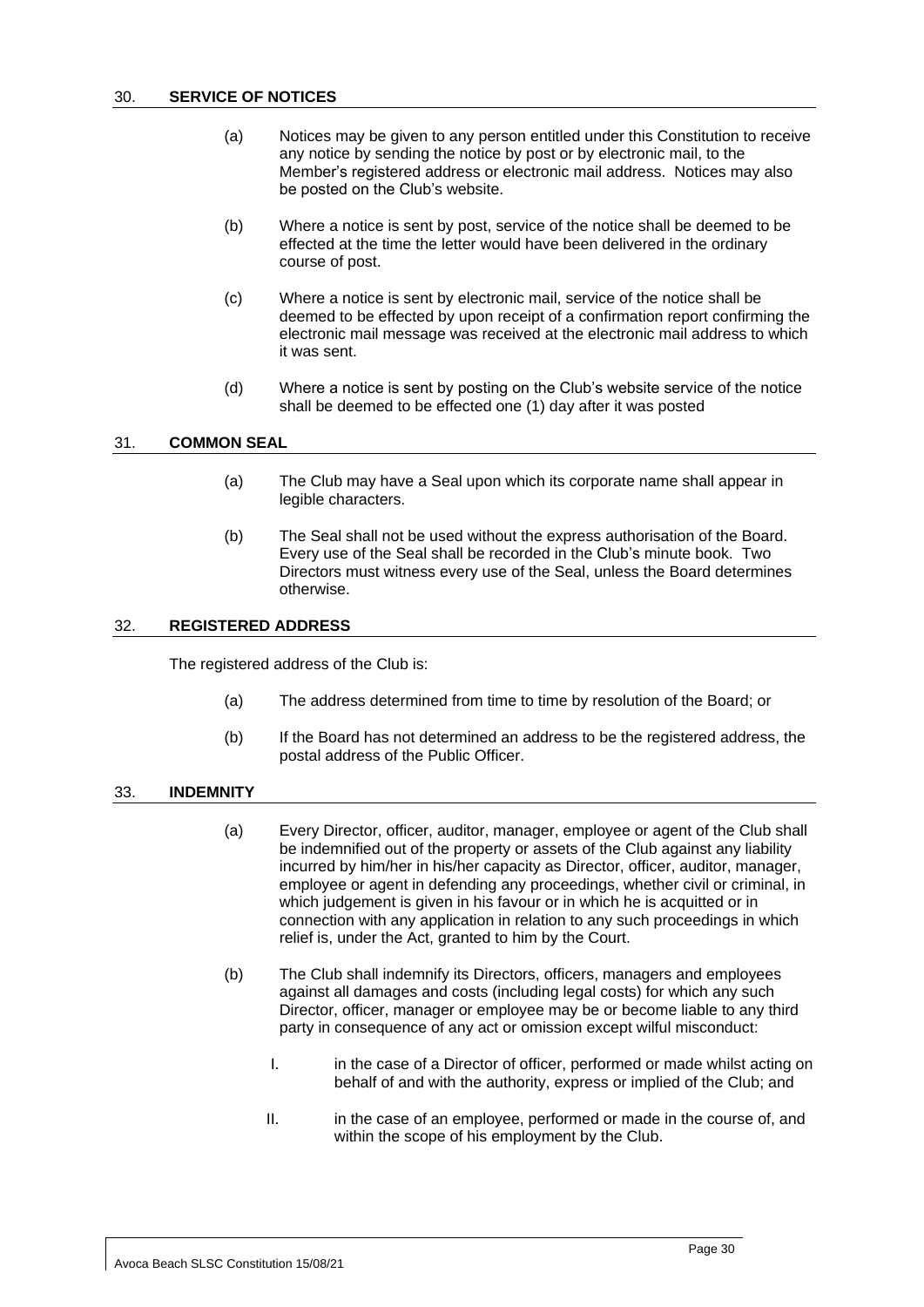## 30. SERVICE OF NOTICES

(a) Notices may be given to any person entitled under this Constitution to receive any notice by sending the notice by post or by electronic mail, to the Member's registered address or electronic mail address. Notices may also be posted on the Club's website.

(b) Where a notice is sent by post, service of the notice shall be deemed to be effected at the time the letter would have been delivered in the ordinary course of post.

(c) Where a notice is sent by electronic mail, service of the notice shall be deemed to be effected by upon receipt of a confirmation report confirming the electronic mail message was received at the electronic mail address to which it was sent.

(d) Where a notice is sent by posting on the Club's website service of the notice shall be deemed to be effected one (1) day after it was posted

## 31. COMMON SEAL

(a) The Club may have a Seal upon which its corporate name shall appear in legible characters.

(b) The Seal shall not be used without the express authorisation of the Board. Every use of the Seal shall be recorded in the Club's minute book. Two Directors must witness every use of the Seal, unless the Board determines otherwise.

## 32. REGISTERED ADDRESS

The registered address of the Club is:

(a) The address determined from time to time by resolution of the Board; or

(b) If the Board has not determined an address to be the registered address, the postal address of the Public Officer.

## 33. INDEMNITY

(a) Every Director, officer, auditor, manager, employee or agent of the Club shall be indemnified out of the property or assets of the Club against any liability incurred by him/her in his/her capacity as Director, officer, auditor, manager, employee or agent in defending any proceedings, whether civil or criminal, in which judgement is given in his favour or in which he is acquitted or in connection with any application in relation to any such proceedings in which relief is, under the Act, granted to him by the Court.

(b) The Club shall indemnify its Directors, officers, managers and employees against all damages and costs (including legal costs) for which any such Director, officer, manager or employee may be or become liable to any third party in consequence of any act or omission except wilful misconduct:

I. in the case of a Director of officer, performed or made whilst acting on behalf of and with the authority, express or implied of the Club; and

II. in the case of an employee, performed or made in the course of, and within the scope of his employment by the Club.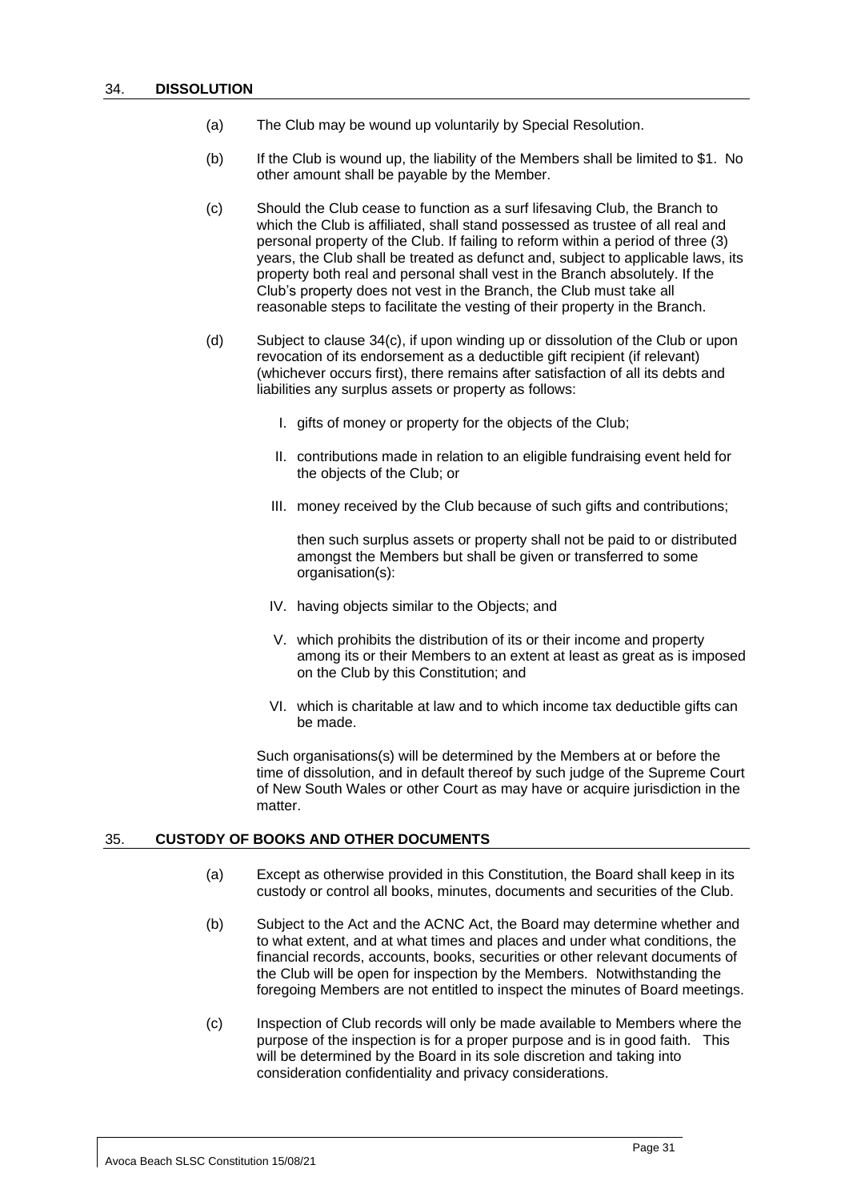## 34. DISSOLUTION

(a) The Club may be wound up voluntarily by Special Resolution.

(b) If the Club is wound up, the liability of the Members shall be limited to $1. No other amount shall be payable by the Member.

(c) Should the Club cease to function as a surf lifesaving Club, the Branch to which the Club is affiliated, shall stand possessed as trustee of all real and personal property of the Club. If failing to reform within a period of three (3) years, the Club shall be treated as defunct and, subject to applicable laws, its property both real and personal shall vest in the Branch absolutely. If the Club's property does not vest in the Branch, the Club must take all reasonable steps to facilitate the vesting of their property in the Branch.

(d) Subject to clause 34(c), if upon winding up or dissolution of the Club or upon revocation of its endorsement as a deductible gift recipient (if relevant) (whichever occurs first), there remains after satisfaction of all its debts and liabilities any surplus assets or property as follows:

I. gifts of money or property for the objects of the Club;

II. contributions made in relation to an eligible fundraising event held for the objects of the Club; or

III. money received by the Club because of such gifts and contributions;

then such surplus assets or property shall not be paid to or distributed amongst the Members but shall be given or transferred to some organisation(s):

IV. having objects similar to the Objects; and

V. which prohibits the distribution of its or their income and property among its or their Members to an extent at least as great as is imposed on the Club by this Constitution; and

VI. which is charitable at law and to which income tax deductible gifts can be made.

Such organisations(s) will be determined by the Members at or before the time of dissolution, and in default thereof by such judge of the Supreme Court of New South Wales or other Court as may have or acquire jurisdiction in the matter.

## 35. CUSTODY OF BOOKS AND OTHER DOCUMENTS

(a) Except as otherwise provided in this Constitution, the Board shall keep in its custody or control all books, minutes, documents and securities of the Club.

(b) Subject to the Act and the ACNC Act, the Board may determine whether and to what extent, and at what times and places and under what conditions, the financial records, accounts, books, securities or other relevant documents of the Club will be open for inspection by the Members. Notwithstanding the foregoing Members are not entitled to inspect the minutes of Board meetings.

(c) Inspection of Club records will only be made available to Members where the purpose of the inspection is for a proper purpose and is in good faith. This will be determined by the Board in its sole discretion and taking into consideration confidentiality and privacy considerations.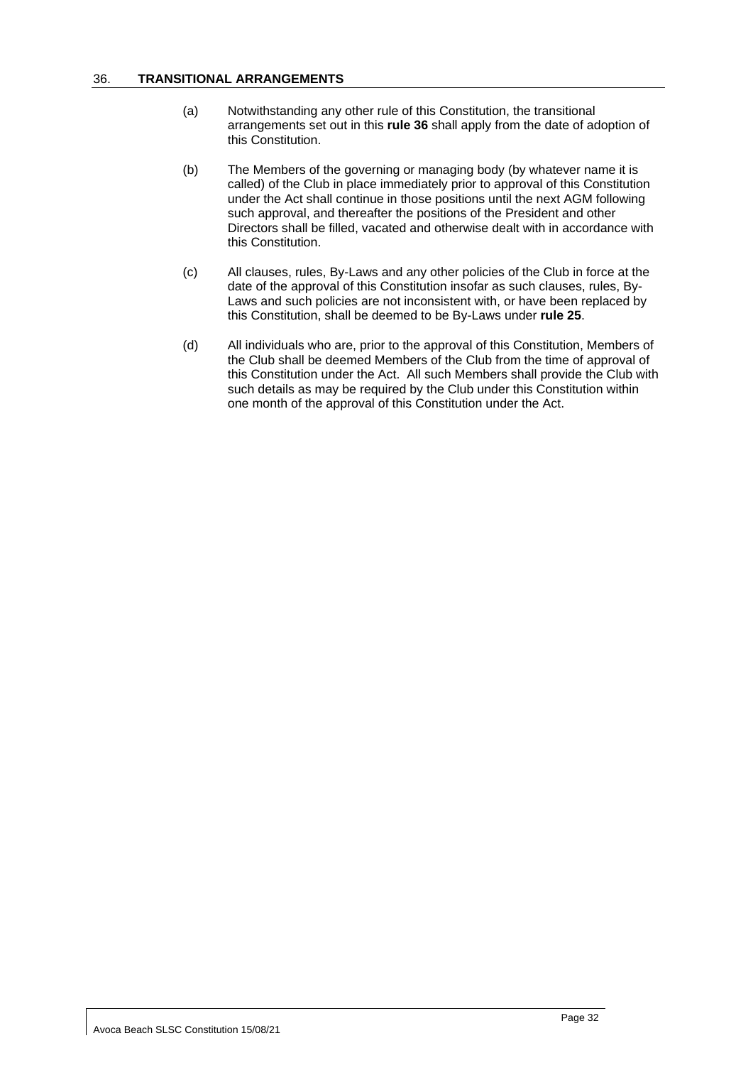## 36. TRANSITIONAL ARRANGEMENTS

(a) Notwithstanding any other rule of this Constitution, the transitional arrangements set out in this **rule 36** shall apply from the date of adoption of this Constitution.

(b) The Members of the governing or managing body (by whatever name it is called) of the Club in place immediately prior to approval of this Constitution under the Act shall continue in those positions until the next AGM following such approval, and thereafter the positions of the President and other Directors shall be filled, vacated and otherwise dealt with in accordance with this Constitution.

(c) All clauses, rules, By-Laws and any other policies of the Club in force at the date of the approval of this Constitution insofar as such clauses, rules, By-Laws and such policies are not inconsistent with, or have been replaced by this Constitution, shall be deemed to be By-Laws under **rule 25**.

(d) All individuals who are, prior to the approval of this Constitution, Members of the Club shall be deemed Members of the Club from the time of approval of this Constitution under the Act. All such Members shall provide the Club with such details as may be required by the Club under this Constitution within one month of the approval of this Constitution under the Act.